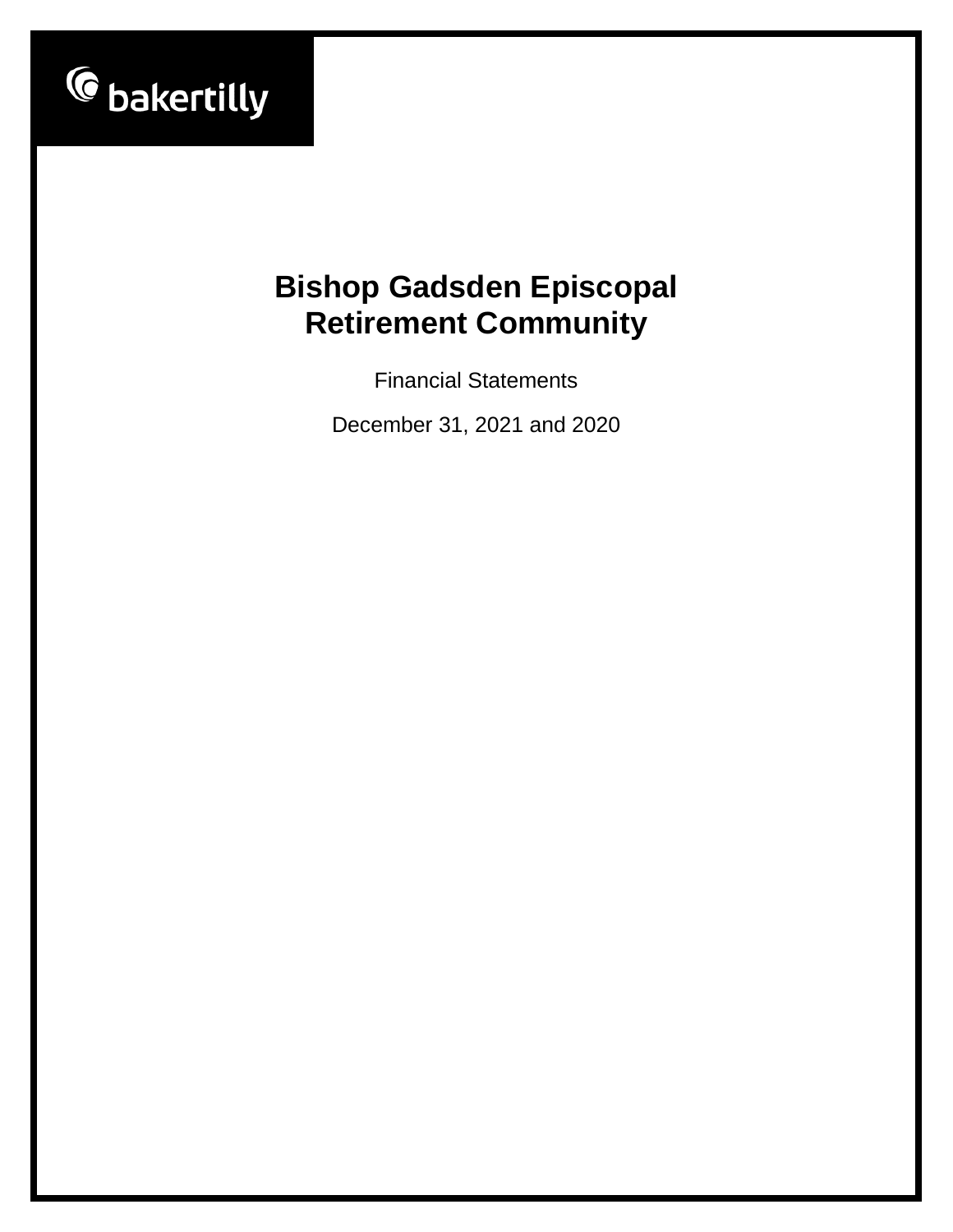bakertilly

# Bishop Gadsden Episcopal Retirement Community

Financial Statements

December 31, 2021 and 2020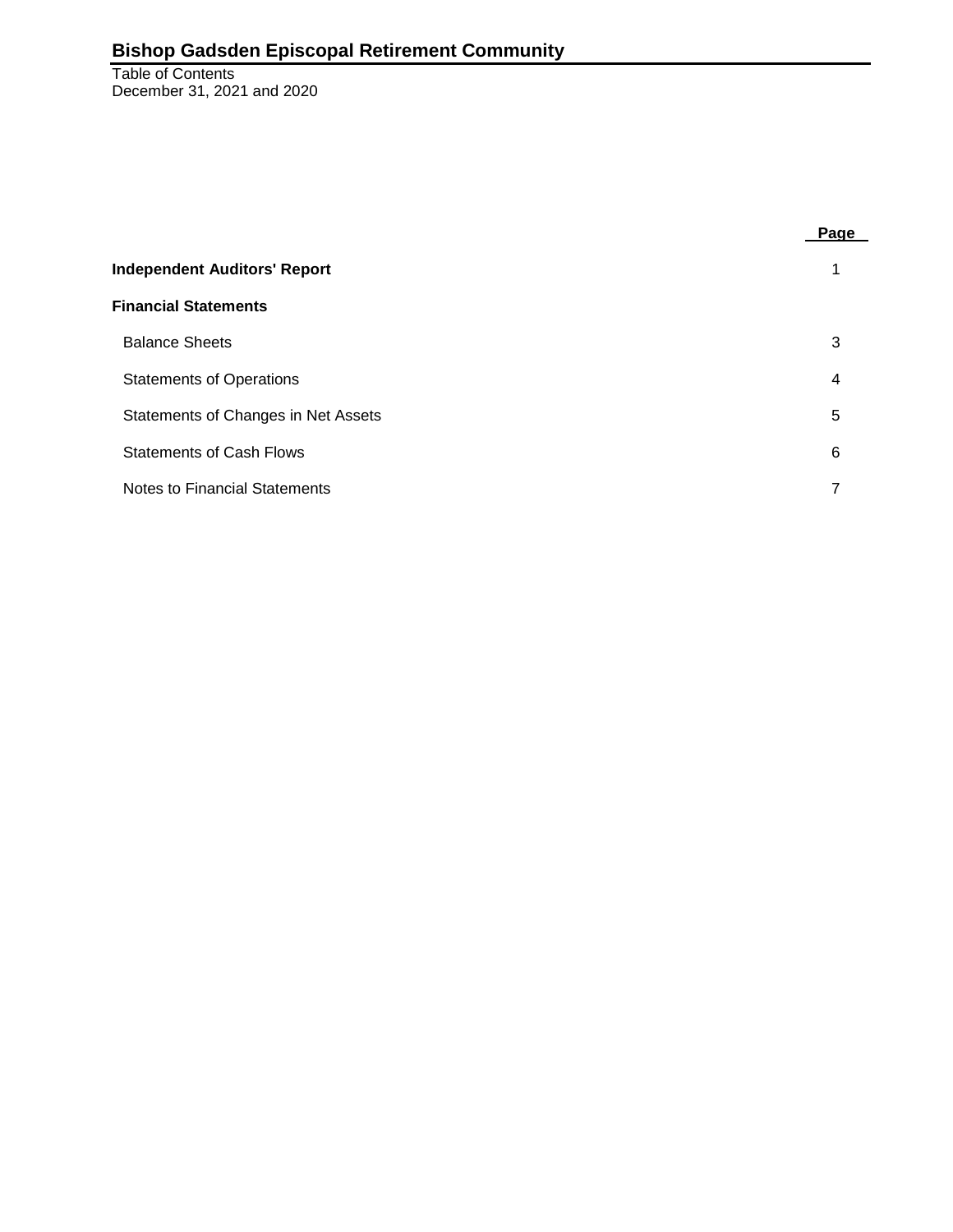# Bishop Gadsden Episcopal Retirement Community

Table of Contents
December 31, 2021 and 2020

| | Page |
|---|---|
| **Independent Auditors' Report** | 1 |
| **Financial Statements** | |
| Balance Sheets | 3 |
| Statements of Operations | 4 |
| Statements of Changes in Net Assets | 5 |
| Statements of Cash Flows | 6 |
| Notes to Financial Statements | 7 |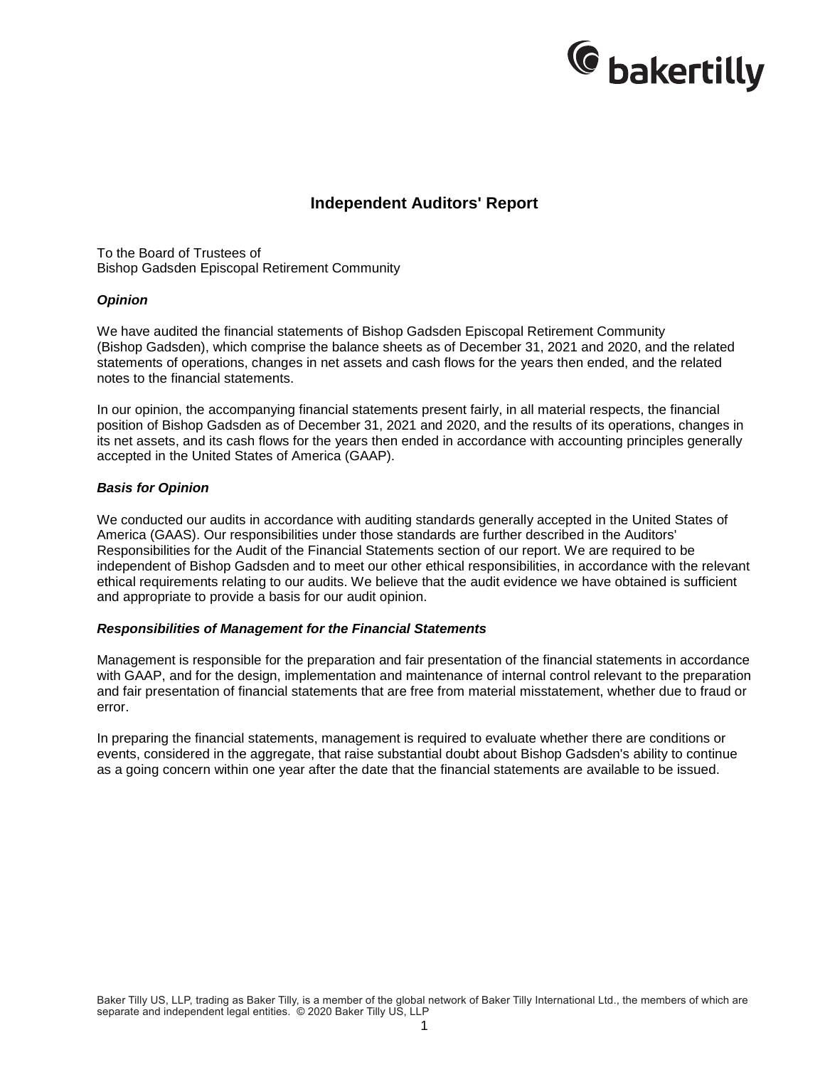# Independent Auditors' Report

To the Board of Trustees of
Bishop Gadsden Episcopal Retirement Community

***Opinion***

We have audited the financial statements of Bishop Gadsden Episcopal Retirement Community (Bishop Gadsden), which comprise the balance sheets as of December 31, 2021 and 2020, and the related statements of operations, changes in net assets and cash flows for the years then ended, and the related notes to the financial statements.

In our opinion, the accompanying financial statements present fairly, in all material respects, the financial position of Bishop Gadsden as of December 31, 2021 and 2020, and the results of its operations, changes in its net assets, and its cash flows for the years then ended in accordance with accounting principles generally accepted in the United States of America (GAAP).

***Basis for Opinion***

We conducted our audits in accordance with auditing standards generally accepted in the United States of America (GAAS). Our responsibilities under those standards are further described in the Auditors' Responsibilities for the Audit of the Financial Statements section of our report. We are required to be independent of Bishop Gadsden and to meet our other ethical responsibilities, in accordance with the relevant ethical requirements relating to our audits. We believe that the audit evidence we have obtained is sufficient and appropriate to provide a basis for our audit opinion.

***Responsibilities of Management for the Financial Statements***

Management is responsible for the preparation and fair presentation of the financial statements in accordance with GAAP, and for the design, implementation and maintenance of internal control relevant to the preparation and fair presentation of financial statements that are free from material misstatement, whether due to fraud or error.

In preparing the financial statements, management is required to evaluate whether there are conditions or events, considered in the aggregate, that raise substantial doubt about Bishop Gadsden's ability to continue as a going concern within one year after the date that the financial statements are available to be issued.

Baker Tilly US, LLP, trading as Baker Tilly, is a member of the global network of Baker Tilly International Ltd., the members of which are separate and independent legal entities. © 2020 Baker Tilly US, LLP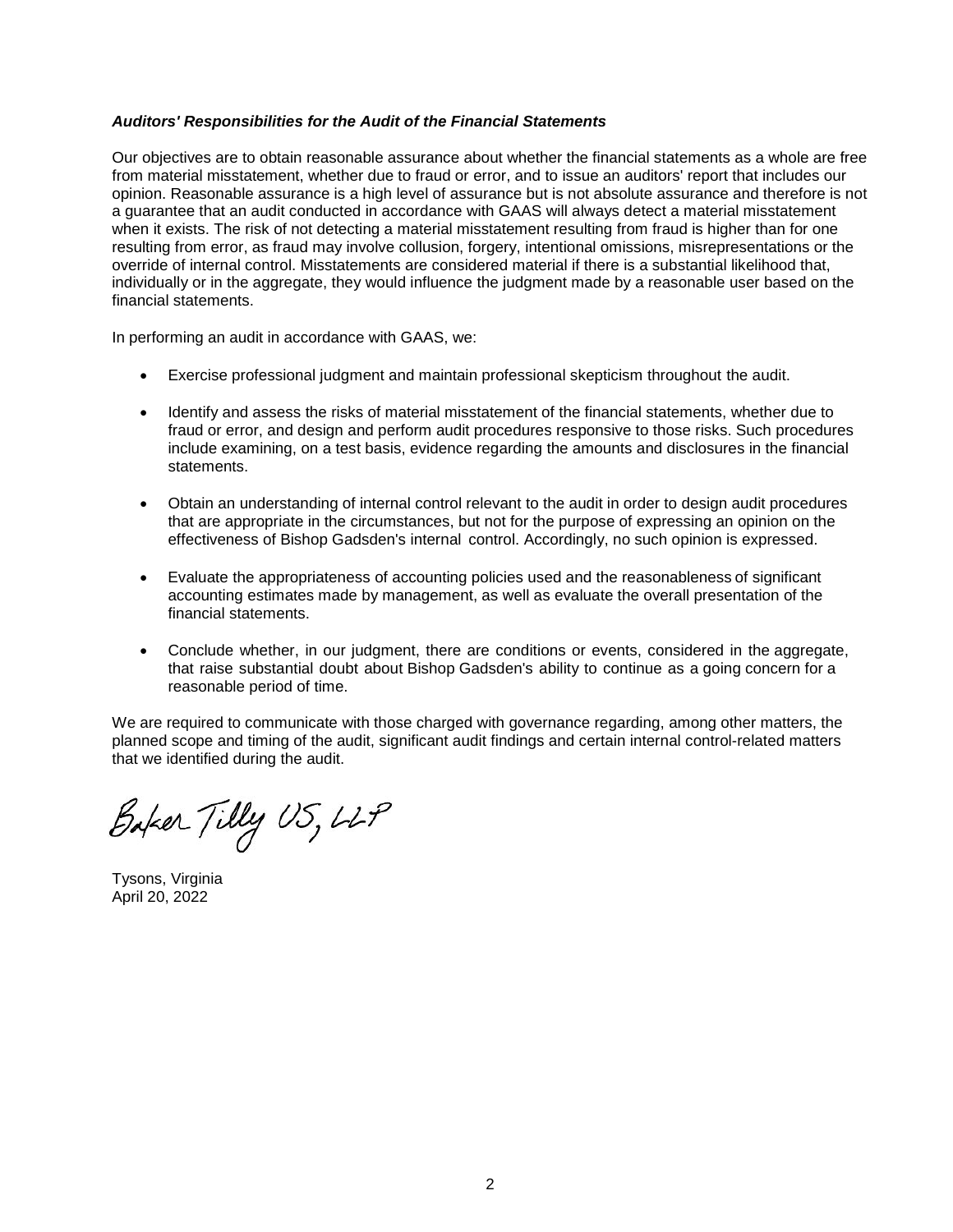***Auditors' Responsibilities for the Audit of the Financial Statements***

Our objectives are to obtain reasonable assurance about whether the financial statements as a whole are free from material misstatement, whether due to fraud or error, and to issue an auditors' report that includes our opinion. Reasonable assurance is a high level of assurance but is not absolute assurance and therefore is not a guarantee that an audit conducted in accordance with GAAS will always detect a material misstatement when it exists. The risk of not detecting a material misstatement resulting from fraud is higher than for one resulting from error, as fraud may involve collusion, forgery, intentional omissions, misrepresentations or the override of internal control. Misstatements are considered material if there is a substantial likelihood that, individually or in the aggregate, they would influence the judgment made by a reasonable user based on the financial statements.

In performing an audit in accordance with GAAS, we:

- Exercise professional judgment and maintain professional skepticism throughout the audit.
- Identify and assess the risks of material misstatement of the financial statements, whether due to fraud or error, and design and perform audit procedures responsive to those risks. Such procedures include examining, on a test basis, evidence regarding the amounts and disclosures in the financial statements.
- Obtain an understanding of internal control relevant to the audit in order to design audit procedures that are appropriate in the circumstances, but not for the purpose of expressing an opinion on the effectiveness of Bishop Gadsden's internal control. Accordingly, no such opinion is expressed.
- Evaluate the appropriateness of accounting policies used and the reasonableness of significant accounting estimates made by management, as well as evaluate the overall presentation of the financial statements.
- Conclude whether, in our judgment, there are conditions or events, considered in the aggregate, that raise substantial doubt about Bishop Gadsden's ability to continue as a going concern for a reasonable period of time.

We are required to communicate with those charged with governance regarding, among other matters, the planned scope and timing of the audit, significant audit findings and certain internal control-related matters that we identified during the audit.

Baker Tilly US, LLP

Tysons, Virginia
April 20, 2022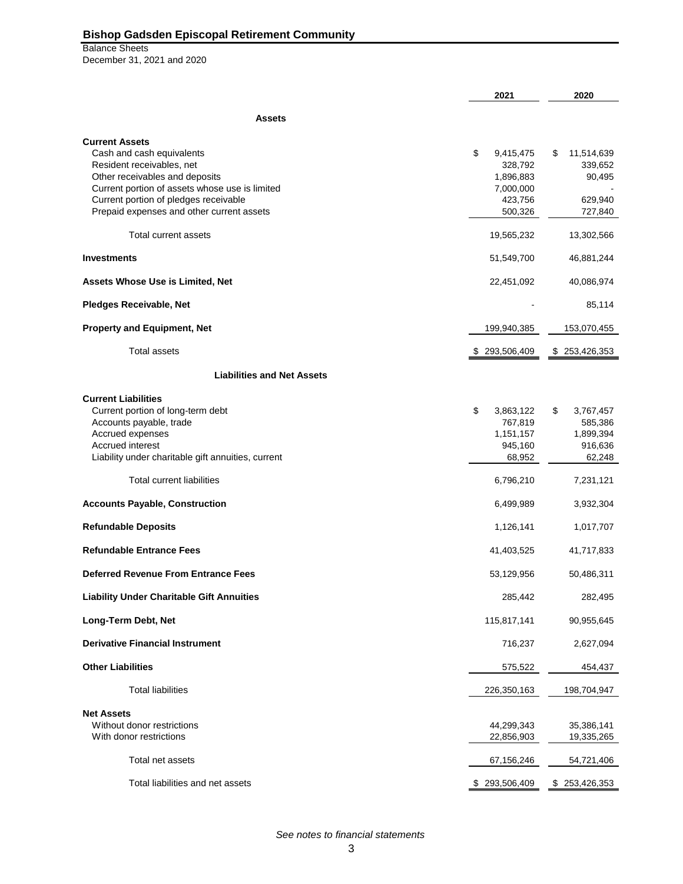# Bishop Gadsden Episcopal Retirement Community

Balance Sheets
December 31, 2021 and 2020

| | 2021 | 2020 |
|---|---|---|
| **Assets** | | |
| **Current Assets** | | |
| Cash and cash equivalents | $ 9,415,475 | $ 11,514,639 |
| Resident receivables, net | 328,792 | 339,652 |
| Other receivables and deposits | 1,896,883 | 90,495 |
| Current portion of assets whose use is limited | 7,000,000 | - |
| Current portion of pledges receivable | 423,756 | 629,940 |
| Prepaid expenses and other current assets | 500,326 | 727,840 |
| Total current assets | 19,565,232 | 13,302,566 |
| **Investments** | 51,549,700 | 46,881,244 |
| **Assets Whose Use is Limited, Net** | 22,451,092 | 40,086,974 |
| **Pledges Receivable, Net** | - | 85,114 |
| **Property and Equipment, Net** | 199,940,385 | 153,070,455 |
| Total assets | $ 293,506,409 | $ 253,426,353 |
| **Liabilities and Net Assets** | | |
| **Current Liabilities** | | |
| Current portion of long-term debt | $ 3,863,122 | $ 3,767,457 |
| Accounts payable, trade | 767,819 | 585,386 |
| Accrued expenses | 1,151,157 | 1,899,394 |
| Accrued interest | 945,160 | 916,636 |
| Liability under charitable gift annuities, current | 68,952 | 62,248 |
| Total current liabilities | 6,796,210 | 7,231,121 |
| **Accounts Payable, Construction** | 6,499,989 | 3,932,304 |
| **Refundable Deposits** | 1,126,141 | 1,017,707 |
| **Refundable Entrance Fees** | 41,403,525 | 41,717,833 |
| **Deferred Revenue From Entrance Fees** | 53,129,956 | 50,486,311 |
| **Liability Under Charitable Gift Annuities** | 285,442 | 282,495 |
| **Long-Term Debt, Net** | 115,817,141 | 90,955,645 |
| **Derivative Financial Instrument** | 716,237 | 2,627,094 |
| **Other Liabilities** | 575,522 | 454,437 |
| Total liabilities | 226,350,163 | 198,704,947 |
| **Net Assets** | | |
| Without donor restrictions | 44,299,343 | 35,386,141 |
| With donor restrictions | 22,856,903 | 19,335,265 |
| Total net assets | 67,156,246 | 54,721,406 |
| Total liabilities and net assets | $ 293,506,409 | $ 253,426,353 |

*See notes to financial statements*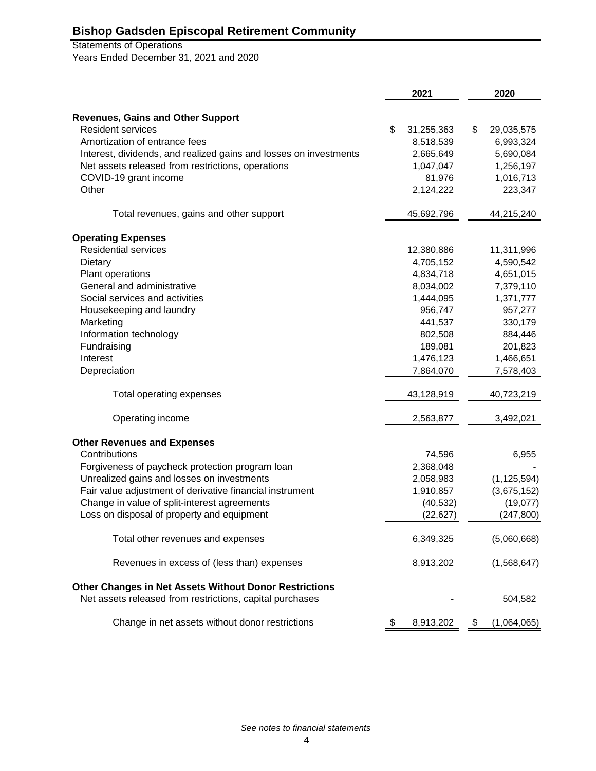# Bishop Gadsden Episcopal Retirement Community

Statements of Operations
Years Ended December 31, 2021 and 2020

| | 2021 | 2020 |
|---|---|---|
| **Revenues, Gains and Other Support** | | |
| Resident services | $ 31,255,363 | $ 29,035,575 |
| Amortization of entrance fees | 8,518,539 | 6,993,324 |
| Interest, dividends, and realized gains and losses on investments | 2,665,649 | 5,690,084 |
| Net assets released from restrictions, operations | 1,047,047 | 1,256,197 |
| COVID-19 grant income | 81,976 | 1,016,713 |
| Other | 2,124,222 | 223,347 |
| Total revenues, gains and other support | 45,692,796 | 44,215,240 |
| **Operating Expenses** | | |
| Residential services | 12,380,886 | 11,311,996 |
| Dietary | 4,705,152 | 4,590,542 |
| Plant operations | 4,834,718 | 4,651,015 |
| General and administrative | 8,034,002 | 7,379,110 |
| Social services and activities | 1,444,095 | 1,371,777 |
| Housekeeping and laundry | 956,747 | 957,277 |
| Marketing | 441,537 | 330,179 |
| Information technology | 802,508 | 884,446 |
| Fundraising | 189,081 | 201,823 |
| Interest | 1,476,123 | 1,466,651 |
| Depreciation | 7,864,070 | 7,578,403 |
| Total operating expenses | 43,128,919 | 40,723,219 |
| Operating income | 2,563,877 | 3,492,021 |
| **Other Revenues and Expenses** | | |
| Contributions | 74,596 | 6,955 |
| Forgiveness of paycheck protection program loan | 2,368,048 | - |
| Unrealized gains and losses on investments | 2,058,983 | (1,125,594) |
| Fair value adjustment of derivative financial instrument | 1,910,857 | (3,675,152) |
| Change in value of split-interest agreements | (40,532) | (19,077) |
| Loss on disposal of property and equipment | (22,627) | (247,800) |
| Total other revenues and expenses | 6,349,325 | (5,060,668) |
| Revenues in excess of (less than) expenses | 8,913,202 | (1,568,647) |
| **Other Changes in Net Assets Without Donor Restrictions** | | |
| Net assets released from restrictions, capital purchases | - | 504,582 |
| Change in net assets without donor restrictions | $ 8,913,202 | $ (1,064,065) |

*See notes to financial statements*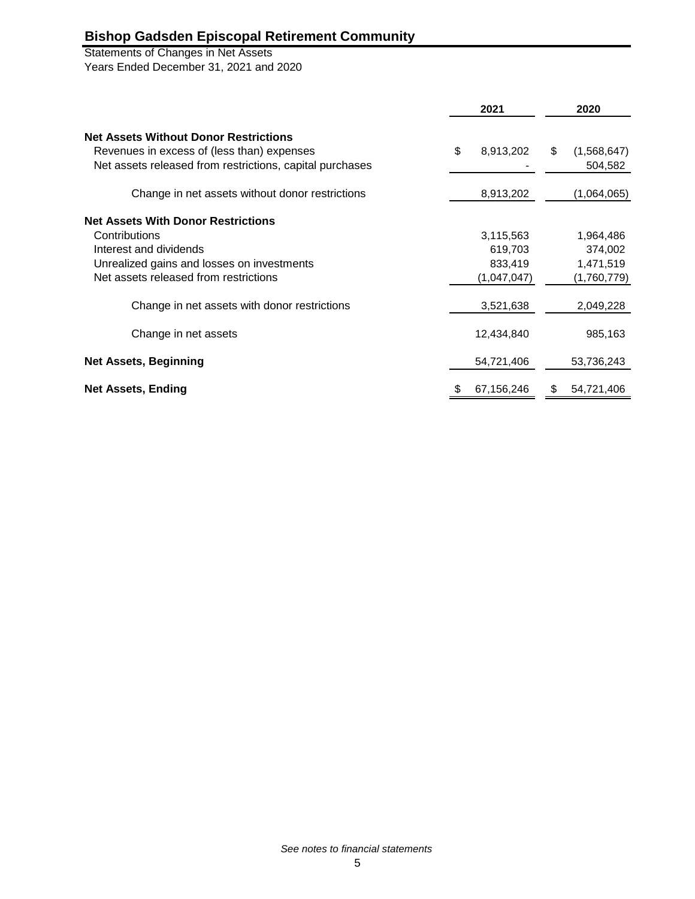# Bishop Gadsden Episcopal Retirement Community

Statements of Changes in Net Assets
Years Ended December 31, 2021 and 2020

| | 2021 | 2020 |
|---|---|---|
| **Net Assets Without Donor Restrictions** | | |
| Revenues in excess of (less than) expenses | $ 8,913,202 | $ (1,568,647) |
| Net assets released from restrictions, capital purchases | - | 504,582 |
| Change in net assets without donor restrictions | 8,913,202 | (1,064,065) |
| **Net Assets With Donor Restrictions** | | |
| Contributions | 3,115,563 | 1,964,486 |
| Interest and dividends | 619,703 | 374,002 |
| Unrealized gains and losses on investments | 833,419 | 1,471,519 |
| Net assets released from restrictions | (1,047,047) | (1,760,779) |
| Change in net assets with donor restrictions | 3,521,638 | 2,049,228 |
| Change in net assets | 12,434,840 | 985,163 |
| **Net Assets, Beginning** | 54,721,406 | 53,736,243 |
| **Net Assets, Ending** | $ 67,156,246 | $ 54,721,406 |

*See notes to financial statements*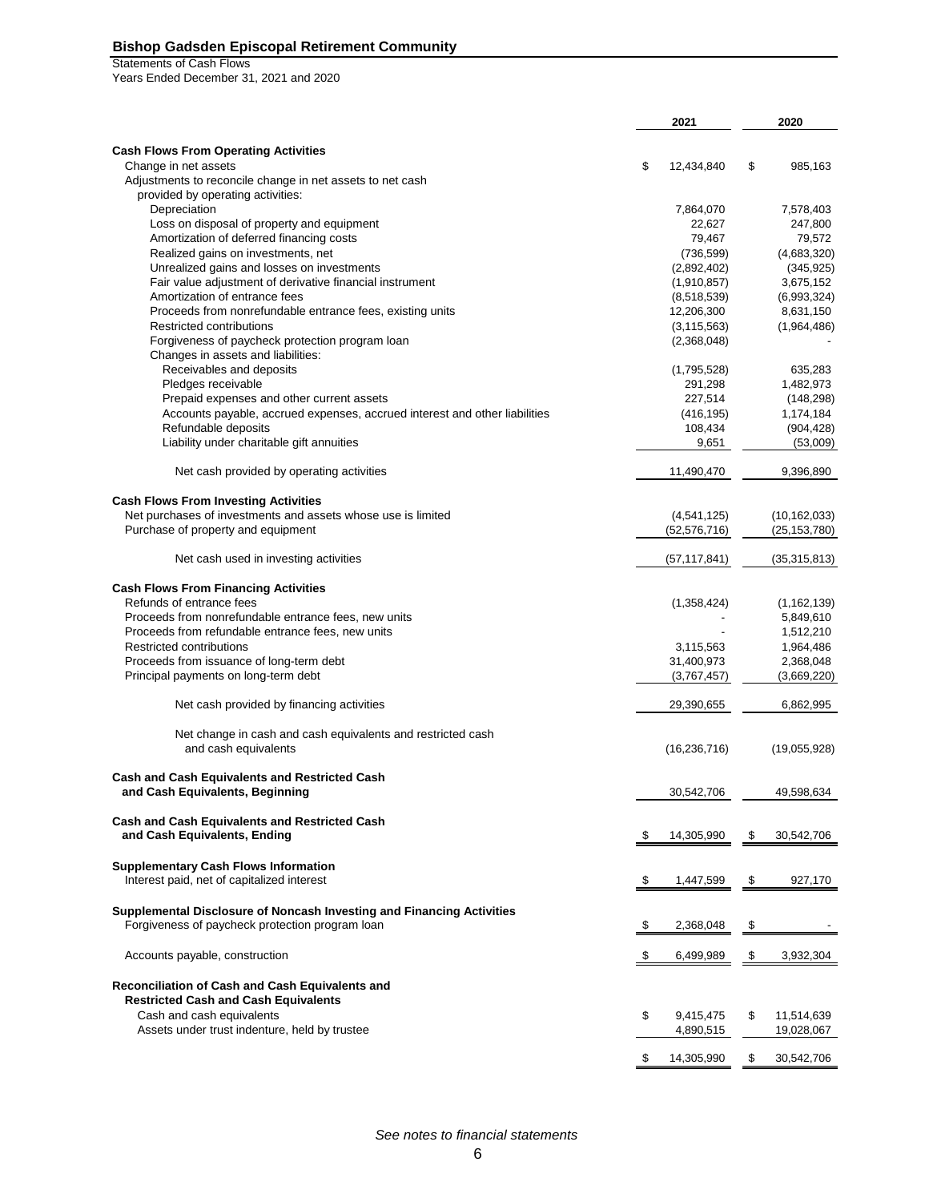## Bishop Gadsden Episcopal Retirement Community

Statements of Cash Flows
Years Ended December 31, 2021 and 2020

| | 2021 | 2020 |
|---|---|---|
| **Cash Flows From Operating Activities** | | |
| Change in net assets | $ 12,434,840 | $ 985,163 |
| Adjustments to reconcile change in net assets to net cash provided by operating activities: | | |
| Depreciation | 7,864,070 | 7,578,403 |
| Loss on disposal of property and equipment | 22,627 | 247,800 |
| Amortization of deferred financing costs | 79,467 | 79,572 |
| Realized gains on investments, net | (736,599) | (4,683,320) |
| Unrealized gains and losses on investments | (2,892,402) | (345,925) |
| Fair value adjustment of derivative financial instrument | (1,910,857) | 3,675,152 |
| Amortization of entrance fees | (8,518,539) | (6,993,324) |
| Proceeds from nonrefundable entrance fees, existing units | 12,206,300 | 8,631,150 |
| Restricted contributions | (3,115,563) | (1,964,486) |
| Forgiveness of paycheck protection program loan | (2,368,048) | - |
| Changes in assets and liabilities: | | |
| Receivables and deposits | (1,795,528) | 635,283 |
| Pledges receivable | 291,298 | 1,482,973 |
| Prepaid expenses and other current assets | 227,514 | (148,298) |
| Accounts payable, accrued expenses, accrued interest and other liabilities | (416,195) | 1,174,184 |
| Refundable deposits | 108,434 | (904,428) |
| Liability under charitable gift annuities | 9,651 | (53,009) |
| Net cash provided by operating activities | 11,490,470 | 9,396,890 |
| **Cash Flows From Investing Activities** | | |
| Net purchases of investments and assets whose use is limited | (4,541,125) | (10,162,033) |
| Purchase of property and equipment | (52,576,716) | (25,153,780) |
| Net cash used in investing activities | (57,117,841) | (35,315,813) |
| **Cash Flows From Financing Activities** | | |
| Refunds of entrance fees | (1,358,424) | (1,162,139) |
| Proceeds from nonrefundable entrance fees, new units | - | 5,849,610 |
| Proceeds from refundable entrance fees, new units | - | 1,512,210 |
| Restricted contributions | 3,115,563 | 1,964,486 |
| Proceeds from issuance of long-term debt | 31,400,973 | 2,368,048 |
| Principal payments on long-term debt | (3,767,457) | (3,669,220) |
| Net cash provided by financing activities | 29,390,655 | 6,862,995 |
| Net change in cash and cash equivalents and restricted cash and cash equivalents | (16,236,716) | (19,055,928) |
| **Cash and Cash Equivalents and Restricted Cash and Cash Equivalents, Beginning** | 30,542,706 | 49,598,634 |
| **Cash and Cash Equivalents and Restricted Cash and Cash Equivalents, Ending** | $ 14,305,990 | $ 30,542,706 |
| **Supplementary Cash Flows Information** | | |
| Interest paid, net of capitalized interest | $ 1,447,599 | $ 927,170 |
| **Supplemental Disclosure of Noncash Investing and Financing Activities** | | |
| Forgiveness of paycheck protection program loan | $ 2,368,048 | $ - |
| Accounts payable, construction | $ 6,499,989 | $ 3,932,304 |
| **Reconciliation of Cash and Cash Equivalents and Restricted Cash and Cash Equivalents** | | |
| Cash and cash equivalents | $ 9,415,475 | $ 11,514,639 |
| Assets under trust indenture, held by trustee | 4,890,515 | 19,028,067 |
| | $ 14,305,990 | $ 30,542,706 |

*See notes to financial statements*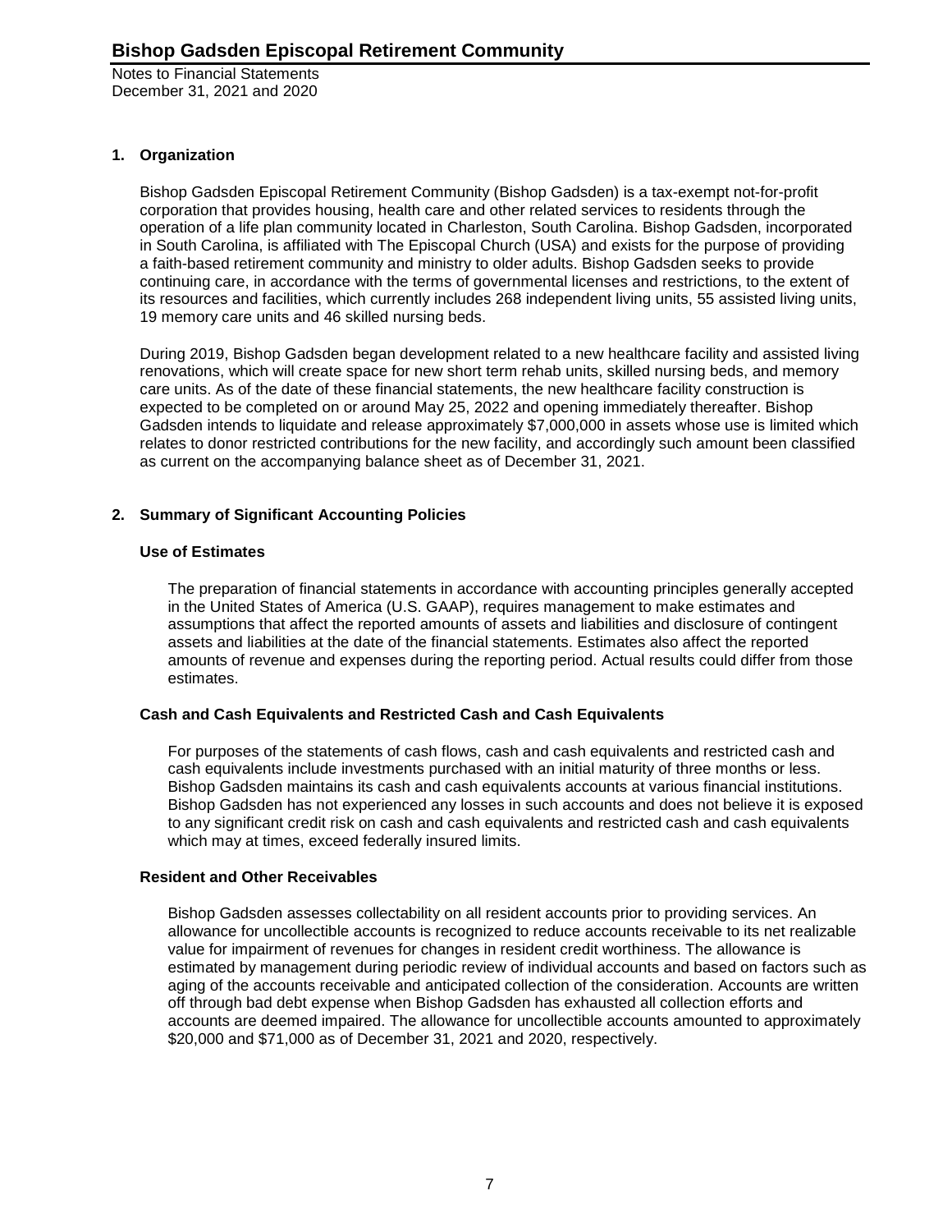## 1. Organization

Bishop Gadsden Episcopal Retirement Community (Bishop Gadsden) is a tax-exempt not-for-profit corporation that provides housing, health care and other related services to residents through the operation of a life plan community located in Charleston, South Carolina. Bishop Gadsden, incorporated in South Carolina, is affiliated with The Episcopal Church (USA) and exists for the purpose of providing a faith-based retirement community and ministry to older adults. Bishop Gadsden seeks to provide continuing care, in accordance with the terms of governmental licenses and restrictions, to the extent of its resources and facilities, which currently includes 268 independent living units, 55 assisted living units, 19 memory care units and 46 skilled nursing beds.

During 2019, Bishop Gadsden began development related to a new healthcare facility and assisted living renovations, which will create space for new short term rehab units, skilled nursing beds, and memory care units. As of the date of these financial statements, the new healthcare facility construction is expected to be completed on or around May 25, 2022 and opening immediately thereafter. Bishop Gadsden intends to liquidate and release approximately $7,000,000 in assets whose use is limited which relates to donor restricted contributions for the new facility, and accordingly such amount been classified as current on the accompanying balance sheet as of December 31, 2021.

## 2. Summary of Significant Accounting Policies

### Use of Estimates

The preparation of financial statements in accordance with accounting principles generally accepted in the United States of America (U.S. GAAP), requires management to make estimates and assumptions that affect the reported amounts of assets and liabilities and disclosure of contingent assets and liabilities at the date of the financial statements. Estimates also affect the reported amounts of revenue and expenses during the reporting period. Actual results could differ from those estimates.

### Cash and Cash Equivalents and Restricted Cash and Cash Equivalents

For purposes of the statements of cash flows, cash and cash equivalents and restricted cash and cash equivalents include investments purchased with an initial maturity of three months or less. Bishop Gadsden maintains its cash and cash equivalents accounts at various financial institutions. Bishop Gadsden has not experienced any losses in such accounts and does not believe it is exposed to any significant credit risk on cash and cash equivalents and restricted cash and cash equivalents which may at times, exceed federally insured limits.

### Resident and Other Receivables

Bishop Gadsden assesses collectability on all resident accounts prior to providing services. An allowance for uncollectible accounts is recognized to reduce accounts receivable to its net realizable value for impairment of revenues for changes in resident credit worthiness. The allowance is estimated by management during periodic review of individual accounts and based on factors such as aging of the accounts receivable and anticipated collection of the consideration. Accounts are written off through bad debt expense when Bishop Gadsden has exhausted all collection efforts and accounts are deemed impaired. The allowance for uncollectible accounts amounted to approximately $20,000 and $71,000 as of December 31, 2021 and 2020, respectively.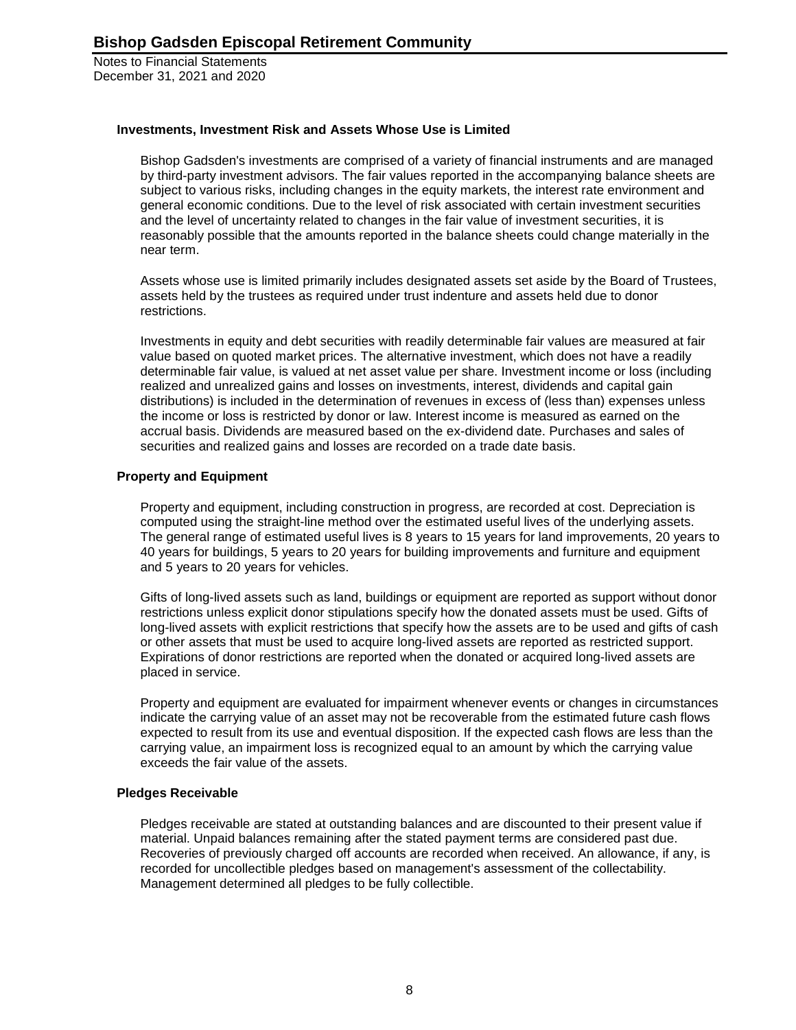### Investments, Investment Risk and Assets Whose Use is Limited

Bishop Gadsden's investments are comprised of a variety of financial instruments and are managed by third-party investment advisors. The fair values reported in the accompanying balance sheets are subject to various risks, including changes in the equity markets, the interest rate environment and general economic conditions. Due to the level of risk associated with certain investment securities and the level of uncertainty related to changes in the fair value of investment securities, it is reasonably possible that the amounts reported in the balance sheets could change materially in the near term.

Assets whose use is limited primarily includes designated assets set aside by the Board of Trustees, assets held by the trustees as required under trust indenture and assets held due to donor restrictions.

Investments in equity and debt securities with readily determinable fair values are measured at fair value based on quoted market prices. The alternative investment, which does not have a readily determinable fair value, is valued at net asset value per share. Investment income or loss (including realized and unrealized gains and losses on investments, interest, dividends and capital gain distributions) is included in the determination of revenues in excess of (less than) expenses unless the income or loss is restricted by donor or law. Interest income is measured as earned on the accrual basis. Dividends are measured based on the ex-dividend date. Purchases and sales of securities and realized gains and losses are recorded on a trade date basis.

### Property and Equipment

Property and equipment, including construction in progress, are recorded at cost. Depreciation is computed using the straight-line method over the estimated useful lives of the underlying assets. The general range of estimated useful lives is 8 years to 15 years for land improvements, 20 years to 40 years for buildings, 5 years to 20 years for building improvements and furniture and equipment and 5 years to 20 years for vehicles.

Gifts of long-lived assets such as land, buildings or equipment are reported as support without donor restrictions unless explicit donor stipulations specify how the donated assets must be used. Gifts of long-lived assets with explicit restrictions that specify how the assets are to be used and gifts of cash or other assets that must be used to acquire long-lived assets are reported as restricted support. Expirations of donor restrictions are reported when the donated or acquired long-lived assets are placed in service.

Property and equipment are evaluated for impairment whenever events or changes in circumstances indicate the carrying value of an asset may not be recoverable from the estimated future cash flows expected to result from its use and eventual disposition. If the expected cash flows are less than the carrying value, an impairment loss is recognized equal to an amount by which the carrying value exceeds the fair value of the assets.

### Pledges Receivable

Pledges receivable are stated at outstanding balances and are discounted to their present value if material. Unpaid balances remaining after the stated payment terms are considered past due. Recoveries of previously charged off accounts are recorded when received. An allowance, if any, is recorded for uncollectible pledges based on management's assessment of the collectability. Management determined all pledges to be fully collectible.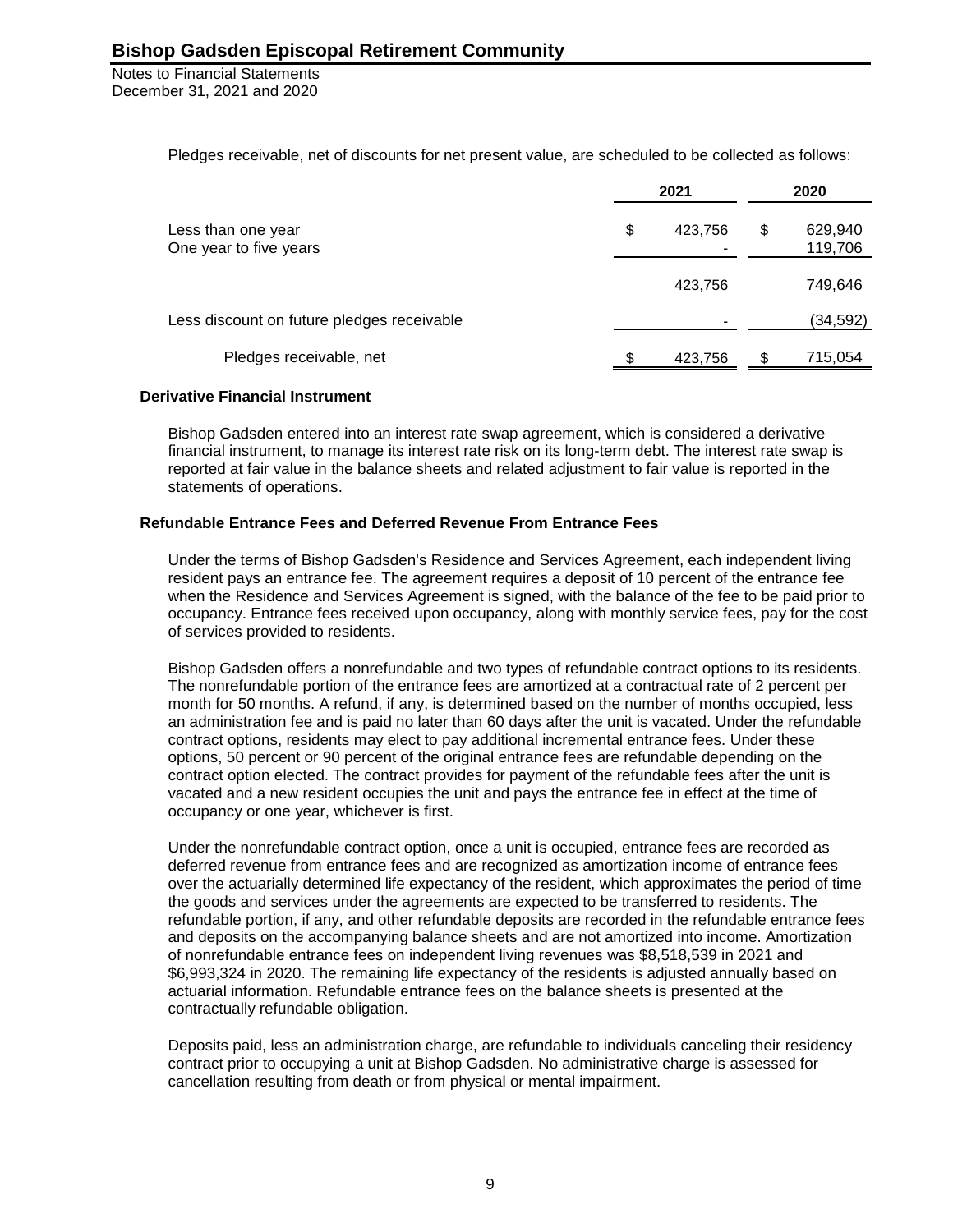Pledges receivable, net of discounts for net present value, are scheduled to be collected as follows:

| | 2021 | 2020 |
|---|---|---|
| Less than one year | $ 423,756 | $ 629,940 |
| One year to five years | - | 119,706 |
| | 423,756 | 749,646 |
| Less discount on future pledges receivable | - | (34,592) |
| Pledges receivable, net | $ 423,756 | $ 715,054 |

### Derivative Financial Instrument

Bishop Gadsden entered into an interest rate swap agreement, which is considered a derivative financial instrument, to manage its interest rate risk on its long-term debt. The interest rate swap is reported at fair value in the balance sheets and related adjustment to fair value is reported in the statements of operations.

### Refundable Entrance Fees and Deferred Revenue From Entrance Fees

Under the terms of Bishop Gadsden's Residence and Services Agreement, each independent living resident pays an entrance fee. The agreement requires a deposit of 10 percent of the entrance fee when the Residence and Services Agreement is signed, with the balance of the fee to be paid prior to occupancy. Entrance fees received upon occupancy, along with monthly service fees, pay for the cost of services provided to residents.

Bishop Gadsden offers a nonrefundable and two types of refundable contract options to its residents. The nonrefundable portion of the entrance fees are amortized at a contractual rate of 2 percent per month for 50 months. A refund, if any, is determined based on the number of months occupied, less an administration fee and is paid no later than 60 days after the unit is vacated. Under the refundable contract options, residents may elect to pay additional incremental entrance fees. Under these options, 50 percent or 90 percent of the original entrance fees are refundable depending on the contract option elected. The contract provides for payment of the refundable fees after the unit is vacated and a new resident occupies the unit and pays the entrance fee in effect at the time of occupancy or one year, whichever is first.

Under the nonrefundable contract option, once a unit is occupied, entrance fees are recorded as deferred revenue from entrance fees and are recognized as amortization income of entrance fees over the actuarially determined life expectancy of the resident, which approximates the period of time the goods and services under the agreements are expected to be transferred to residents. The refundable portion, if any, and other refundable deposits are recorded in the refundable entrance fees and deposits on the accompanying balance sheets and are not amortized into income. Amortization of nonrefundable entrance fees on independent living revenues was $8,518,539 in 2021 and $6,993,324 in 2020. The remaining life expectancy of the residents is adjusted annually based on actuarial information. Refundable entrance fees on the balance sheets is presented at the contractually refundable obligation.

Deposits paid, less an administration charge, are refundable to individuals canceling their residency contract prior to occupying a unit at Bishop Gadsden. No administrative charge is assessed for cancellation resulting from death or from physical or mental impairment.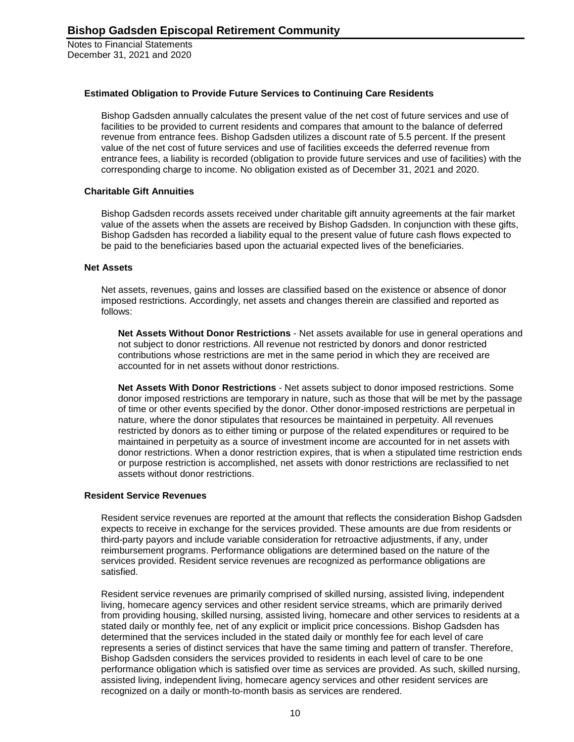### Estimated Obligation to Provide Future Services to Continuing Care Residents

Bishop Gadsden annually calculates the present value of the net cost of future services and use of facilities to be provided to current residents and compares that amount to the balance of deferred revenue from entrance fees. Bishop Gadsden utilizes a discount rate of 5.5 percent. If the present value of the net cost of future services and use of facilities exceeds the deferred revenue from entrance fees, a liability is recorded (obligation to provide future services and use of facilities) with the corresponding charge to income. No obligation existed as of December 31, 2021 and 2020.

### Charitable Gift Annuities

Bishop Gadsden records assets received under charitable gift annuity agreements at the fair market value of the assets when the assets are received by Bishop Gadsden. In conjunction with these gifts, Bishop Gadsden has recorded a liability equal to the present value of future cash flows expected to be paid to the beneficiaries based upon the actuarial expected lives of the beneficiaries.

### Net Assets

Net assets, revenues, gains and losses are classified based on the existence or absence of donor imposed restrictions. Accordingly, net assets and changes therein are classified and reported as follows:

**Net Assets Without Donor Restrictions** - Net assets available for use in general operations and not subject to donor restrictions. All revenue not restricted by donors and donor restricted contributions whose restrictions are met in the same period in which they are received are accounted for in net assets without donor restrictions.

**Net Assets With Donor Restrictions** - Net assets subject to donor imposed restrictions. Some donor imposed restrictions are temporary in nature, such as those that will be met by the passage of time or other events specified by the donor. Other donor-imposed restrictions are perpetual in nature, where the donor stipulates that resources be maintained in perpetuity. All revenues restricted by donors as to either timing or purpose of the related expenditures or required to be maintained in perpetuity as a source of investment income are accounted for in net assets with donor restrictions. When a donor restriction expires, that is when a stipulated time restriction ends or purpose restriction is accomplished, net assets with donor restrictions are reclassified to net assets without donor restrictions.

### Resident Service Revenues

Resident service revenues are reported at the amount that reflects the consideration Bishop Gadsden expects to receive in exchange for the services provided. These amounts are due from residents or third-party payors and include variable consideration for retroactive adjustments, if any, under reimbursement programs. Performance obligations are determined based on the nature of the services provided. Resident service revenues are recognized as performance obligations are satisfied.

Resident service revenues are primarily comprised of skilled nursing, assisted living, independent living, homecare agency services and other resident service streams, which are primarily derived from providing housing, skilled nursing, assisted living, homecare and other services to residents at a stated daily or monthly fee, net of any explicit or implicit price concessions. Bishop Gadsden has determined that the services included in the stated daily or monthly fee for each level of care represents a series of distinct services that have the same timing and pattern of transfer. Therefore, Bishop Gadsden considers the services provided to residents in each level of care to be one performance obligation which is satisfied over time as services are provided. As such, skilled nursing, assisted living, independent living, homecare agency services and other resident services are recognized on a daily or month-to-month basis as services are rendered.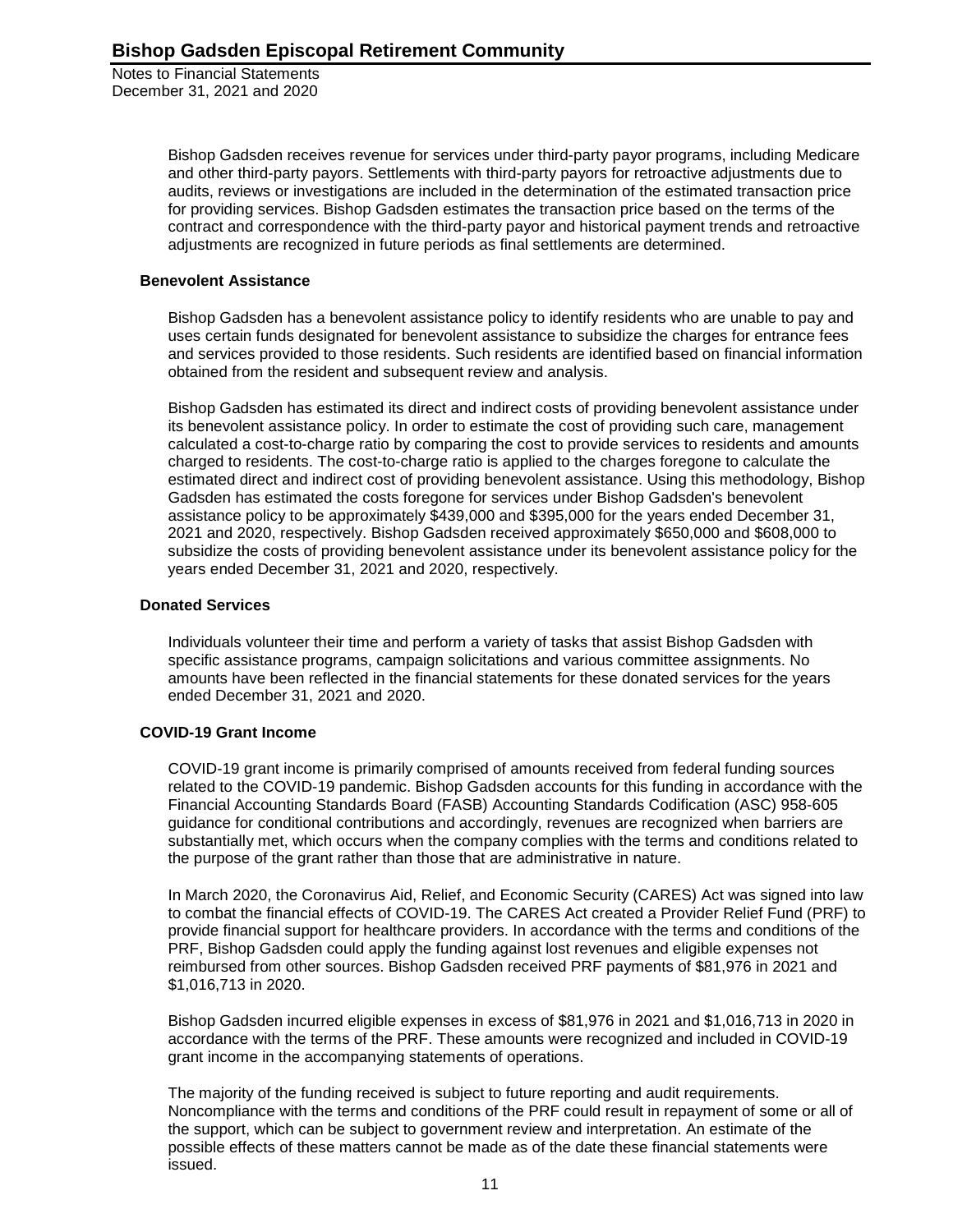Bishop Gadsden receives revenue for services under third-party payor programs, including Medicare and other third-party payors. Settlements with third-party payors for retroactive adjustments due to audits, reviews or investigations are included in the determination of the estimated transaction price for providing services. Bishop Gadsden estimates the transaction price based on the terms of the contract and correspondence with the third-party payor and historical payment trends and retroactive adjustments are recognized in future periods as final settlements are determined.

### Benevolent Assistance

Bishop Gadsden has a benevolent assistance policy to identify residents who are unable to pay and uses certain funds designated for benevolent assistance to subsidize the charges for entrance fees and services provided to those residents. Such residents are identified based on financial information obtained from the resident and subsequent review and analysis.

Bishop Gadsden has estimated its direct and indirect costs of providing benevolent assistance under its benevolent assistance policy. In order to estimate the cost of providing such care, management calculated a cost-to-charge ratio by comparing the cost to provide services to residents and amounts charged to residents. The cost-to-charge ratio is applied to the charges foregone to calculate the estimated direct and indirect cost of providing benevolent assistance. Using this methodology, Bishop Gadsden has estimated the costs foregone for services under Bishop Gadsden's benevolent assistance policy to be approximately $439,000 and $395,000 for the years ended December 31, 2021 and 2020, respectively. Bishop Gadsden received approximately $650,000 and $608,000 to subsidize the costs of providing benevolent assistance under its benevolent assistance policy for the years ended December 31, 2021 and 2020, respectively.

### Donated Services

Individuals volunteer their time and perform a variety of tasks that assist Bishop Gadsden with specific assistance programs, campaign solicitations and various committee assignments. No amounts have been reflected in the financial statements for these donated services for the years ended December 31, 2021 and 2020.

### COVID-19 Grant Income

COVID-19 grant income is primarily comprised of amounts received from federal funding sources related to the COVID-19 pandemic. Bishop Gadsden accounts for this funding in accordance with the Financial Accounting Standards Board (FASB) Accounting Standards Codification (ASC) 958-605 guidance for conditional contributions and accordingly, revenues are recognized when barriers are substantially met, which occurs when the company complies with the terms and conditions related to the purpose of the grant rather than those that are administrative in nature.

In March 2020, the Coronavirus Aid, Relief, and Economic Security (CARES) Act was signed into law to combat the financial effects of COVID-19. The CARES Act created a Provider Relief Fund (PRF) to provide financial support for healthcare providers. In accordance with the terms and conditions of the PRF, Bishop Gadsden could apply the funding against lost revenues and eligible expenses not reimbursed from other sources. Bishop Gadsden received PRF payments of $81,976 in 2021 and $1,016,713 in 2020.

Bishop Gadsden incurred eligible expenses in excess of $81,976 in 2021 and $1,016,713 in 2020 in accordance with the terms of the PRF. These amounts were recognized and included in COVID-19 grant income in the accompanying statements of operations.

The majority of the funding received is subject to future reporting and audit requirements. Noncompliance with the terms and conditions of the PRF could result in repayment of some or all of the support, which can be subject to government review and interpretation. An estimate of the possible effects of these matters cannot be made as of the date these financial statements were issued.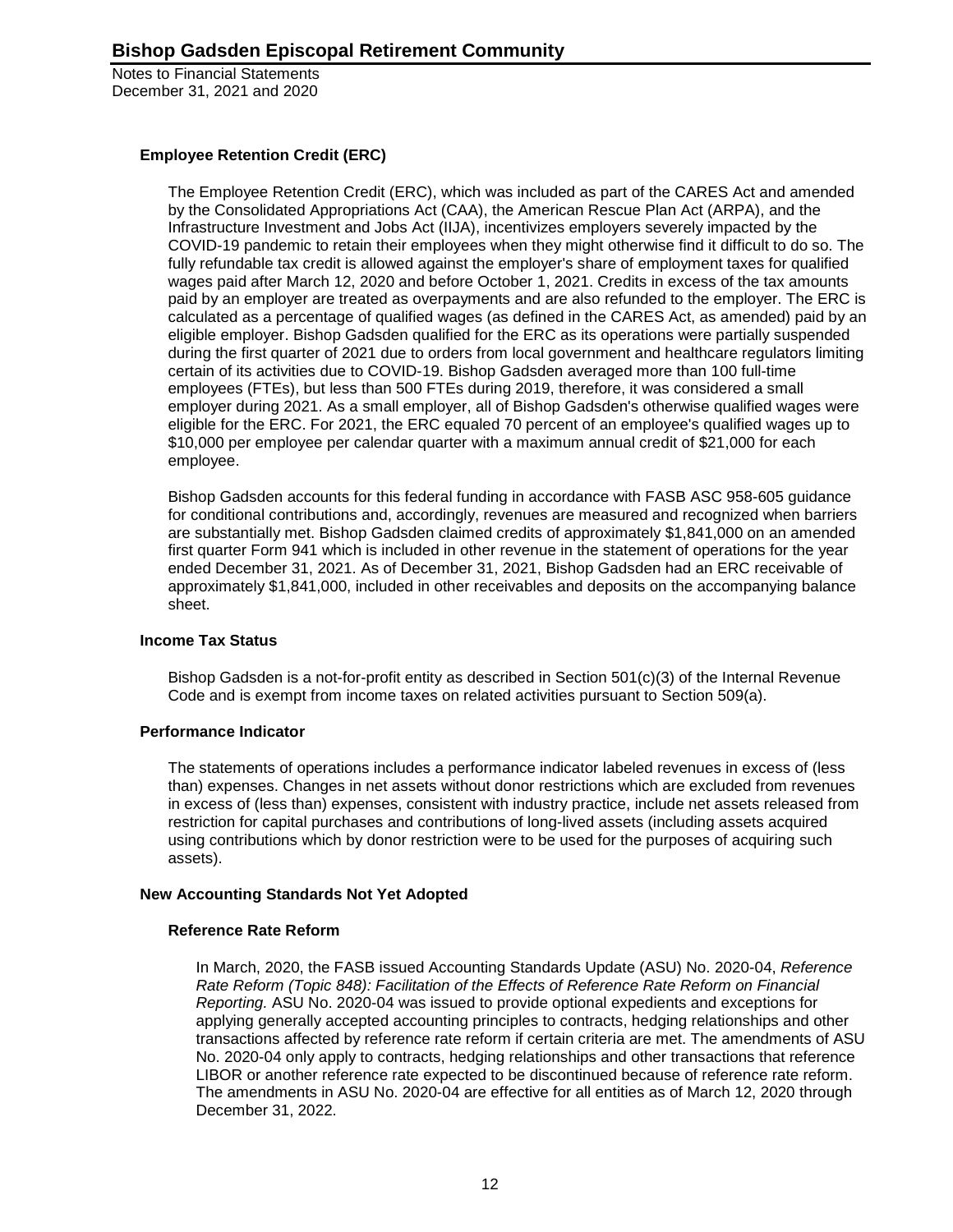### Employee Retention Credit (ERC)

The Employee Retention Credit (ERC), which was included as part of the CARES Act and amended by the Consolidated Appropriations Act (CAA), the American Rescue Plan Act (ARPA), and the Infrastructure Investment and Jobs Act (IIJA), incentivizes employers severely impacted by the COVID-19 pandemic to retain their employees when they might otherwise find it difficult to do so. The fully refundable tax credit is allowed against the employer's share of employment taxes for qualified wages paid after March 12, 2020 and before October 1, 2021. Credits in excess of the tax amounts paid by an employer are treated as overpayments and are also refunded to the employer. The ERC is calculated as a percentage of qualified wages (as defined in the CARES Act, as amended) paid by an eligible employer. Bishop Gadsden qualified for the ERC as its operations were partially suspended during the first quarter of 2021 due to orders from local government and healthcare regulators limiting certain of its activities due to COVID-19. Bishop Gadsden averaged more than 100 full-time employees (FTEs), but less than 500 FTEs during 2019, therefore, it was considered a small employer during 2021. As a small employer, all of Bishop Gadsden's otherwise qualified wages were eligible for the ERC. For 2021, the ERC equaled 70 percent of an employee's qualified wages up to \$10,000 per employee per calendar quarter with a maximum annual credit of \$21,000 for each employee.

Bishop Gadsden accounts for this federal funding in accordance with FASB ASC 958-605 guidance for conditional contributions and, accordingly, revenues are measured and recognized when barriers are substantially met. Bishop Gadsden claimed credits of approximately \$1,841,000 on an amended first quarter Form 941 which is included in other revenue in the statement of operations for the year ended December 31, 2021. As of December 31, 2021, Bishop Gadsden had an ERC receivable of approximately \$1,841,000, included in other receivables and deposits on the accompanying balance sheet.

### Income Tax Status

Bishop Gadsden is a not-for-profit entity as described in Section 501(c)(3) of the Internal Revenue Code and is exempt from income taxes on related activities pursuant to Section 509(a).

### Performance Indicator

The statements of operations includes a performance indicator labeled revenues in excess of (less than) expenses. Changes in net assets without donor restrictions which are excluded from revenues in excess of (less than) expenses, consistent with industry practice, include net assets released from restriction for capital purchases and contributions of long-lived assets (including assets acquired using contributions which by donor restriction were to be used for the purposes of acquiring such assets).

### New Accounting Standards Not Yet Adopted

#### Reference Rate Reform

In March, 2020, the FASB issued Accounting Standards Update (ASU) No. 2020-04, *Reference Rate Reform (Topic 848): Facilitation of the Effects of Reference Rate Reform on Financial Reporting.* ASU No. 2020-04 was issued to provide optional expedients and exceptions for applying generally accepted accounting principles to contracts, hedging relationships and other transactions affected by reference rate reform if certain criteria are met. The amendments of ASU No. 2020-04 only apply to contracts, hedging relationships and other transactions that reference LIBOR or another reference rate expected to be discontinued because of reference rate reform. The amendments in ASU No. 2020-04 are effective for all entities as of March 12, 2020 through December 31, 2022.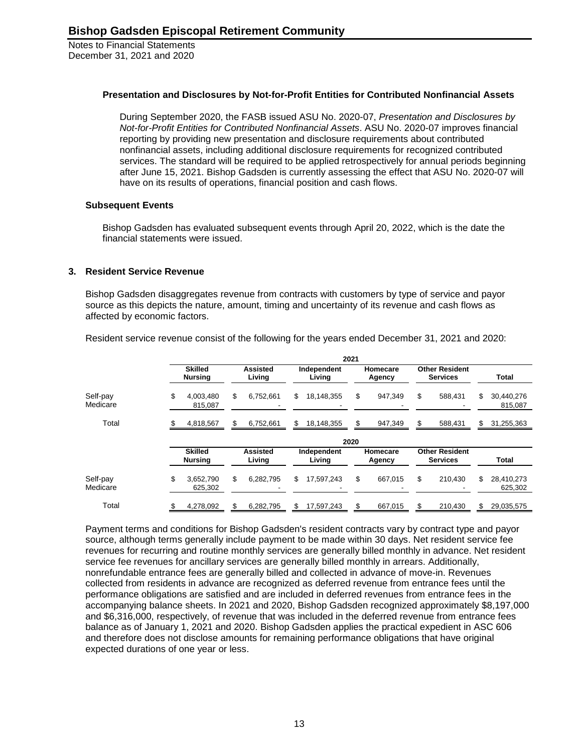### Presentation and Disclosures by Not-for-Profit Entities for Contributed Nonfinancial Assets

During September 2020, the FASB issued ASU No. 2020-07, *Presentation and Disclosures by Not-for-Profit Entities for Contributed Nonfinancial Assets*. ASU No. 2020-07 improves financial reporting by providing new presentation and disclosure requirements about contributed nonfinancial assets, including additional disclosure requirements for recognized contributed services. The standard will be required to be applied retrospectively for annual periods beginning after June 15, 2021. Bishop Gadsden is currently assessing the effect that ASU No. 2020-07 will have on its results of operations, financial position and cash flows.

### Subsequent Events

Bishop Gadsden has evaluated subsequent events through April 20, 2022, which is the date the financial statements were issued.

## 3. Resident Service Revenue

Bishop Gadsden disaggregates revenue from contracts with customers by type of service and payor source as this depicts the nature, amount, timing and uncertainty of its revenue and cash flows as affected by economic factors.

Resident service revenue consist of the following for the years ended December 31, 2021 and 2020:

| | 2021 | | | | | |
|---|---|---|---|---|---|---|
| | Skilled Nursing | Assisted Living | Independent Living | Homecare Agency | Other Resident Services | Total |
| Self-pay | $ 4,003,480 | $ 6,752,661 | $ 18,148,355 | $ 947,349 | $ 588,431 | $ 30,440,276 |
| Medicare | 815,087 | - | - | - | - | 815,087 |
| Total | $ 4,818,567 | $ 6,752,661 | $ 18,148,355 | $ 947,349 | $ 588,431 | $ 31,255,363 |
| | **2020** | | | | | |
| | Skilled Nursing | Assisted Living | Independent Living | Homecare Agency | Other Resident Services | Total |
| Self-pay | $ 3,652,790 | $ 6,282,795 | $ 17,597,243 | $ 667,015 | $ 210,430 | $ 28,410,273 |
| Medicare | 625,302 | - | - | - | - | 625,302 |
| Total | $ 4,278,092 | $ 6,282,795 | $ 17,597,243 | $ 667,015 | $ 210,430 | $ 29,035,575 |

Payment terms and conditions for Bishop Gadsden's resident contracts vary by contract type and payor source, although terms generally include payment to be made within 30 days. Net resident service fee revenues for recurring and routine monthly services are generally billed monthly in advance. Net resident service fee revenues for ancillary services are generally billed monthly in arrears. Additionally, nonrefundable entrance fees are generally billed and collected in advance of move-in. Revenues collected from residents in advance are recognized as deferred revenue from entrance fees until the performance obligations are satisfied and are included in deferred revenues from entrance fees in the accompanying balance sheets. In 2021 and 2020, Bishop Gadsden recognized approximately $8,197,000 and $6,316,000, respectively, of revenue that was included in the deferred revenue from entrance fees balance as of January 1, 2021 and 2020. Bishop Gadsden applies the practical expedient in ASC 606 and therefore does not disclose amounts for remaining performance obligations that have original expected durations of one year or less.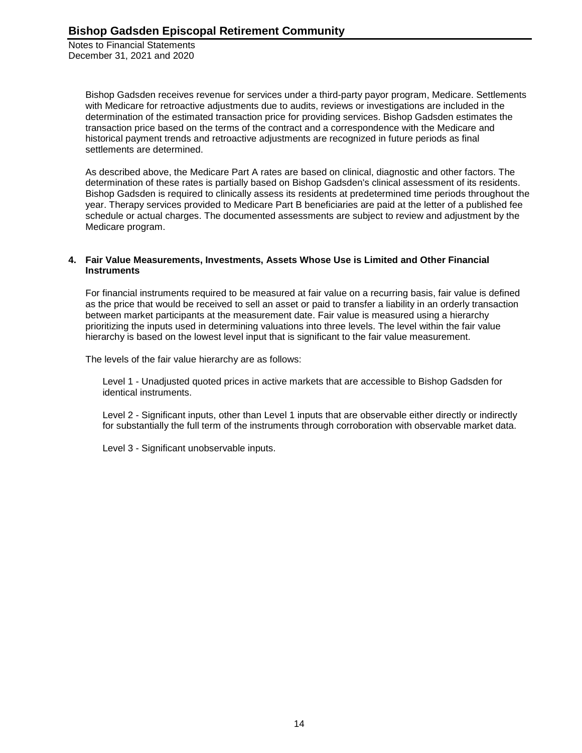Bishop Gadsden receives revenue for services under a third-party payor program, Medicare. Settlements with Medicare for retroactive adjustments due to audits, reviews or investigations are included in the determination of the estimated transaction price for providing services. Bishop Gadsden estimates the transaction price based on the terms of the contract and a correspondence with the Medicare and historical payment trends and retroactive adjustments are recognized in future periods as final settlements are determined.

As described above, the Medicare Part A rates are based on clinical, diagnostic and other factors. The determination of these rates is partially based on Bishop Gadsden's clinical assessment of its residents. Bishop Gadsden is required to clinically assess its residents at predetermined time periods throughout the year. Therapy services provided to Medicare Part B beneficiaries are paid at the letter of a published fee schedule or actual charges. The documented assessments are subject to review and adjustment by the Medicare program.

## 4. Fair Value Measurements, Investments, Assets Whose Use is Limited and Other Financial Instruments

For financial instruments required to be measured at fair value on a recurring basis, fair value is defined as the price that would be received to sell an asset or paid to transfer a liability in an orderly transaction between market participants at the measurement date. Fair value is measured using a hierarchy prioritizing the inputs used in determining valuations into three levels. The level within the fair value hierarchy is based on the lowest level input that is significant to the fair value measurement.

The levels of the fair value hierarchy are as follows:

Level 1 - Unadjusted quoted prices in active markets that are accessible to Bishop Gadsden for identical instruments.

Level 2 - Significant inputs, other than Level 1 inputs that are observable either directly or indirectly for substantially the full term of the instruments through corroboration with observable market data.

Level 3 - Significant unobservable inputs.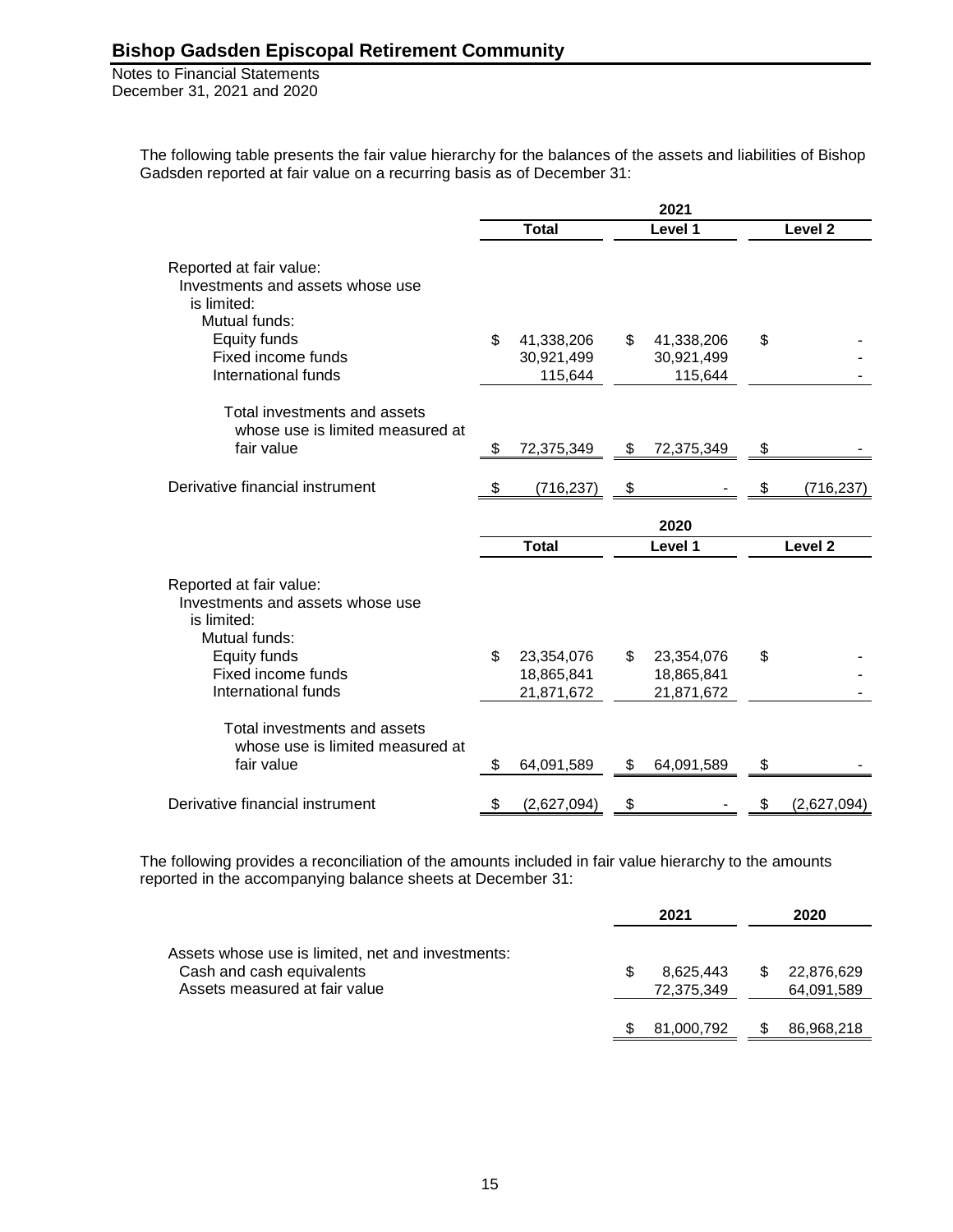The following table presents the fair value hierarchy for the balances of the assets and liabilities of Bishop Gadsden reported at fair value on a recurring basis as of December 31:

| | 2021 | | |
|---|---|---|---|
| | **Total** | **Level 1** | **Level 2** |
| Reported at fair value: | | | |
| Investments and assets whose use is limited: | | | |
| Mutual funds: | | | |
| Equity funds | $ 41,338,206 | $ 41,338,206 | $ - |
| Fixed income funds | 30,921,499 | 30,921,499 | - |
| International funds | 115,644 | 115,644 | - |
| Total investments and assets whose use is limited measured at fair value | $ 72,375,349 | $ 72,375,349 | $ - |
| Derivative financial instrument | $ (716,237) | $ - | $ (716,237) |

| | 2020 | | |
|---|---|---|---|
| | **Total** | **Level 1** | **Level 2** |
| Reported at fair value: | | | |
| Investments and assets whose use is limited: | | | |
| Mutual funds: | | | |
| Equity funds | $ 23,354,076 | $ 23,354,076 | $ - |
| Fixed income funds | 18,865,841 | 18,865,841 | - |
| International funds | 21,871,672 | 21,871,672 | - |
| Total investments and assets whose use is limited measured at fair value | $ 64,091,589 | $ 64,091,589 | $ - |
| Derivative financial instrument | $ (2,627,094) | $ - | $ (2,627,094) |

The following provides a reconciliation of the amounts included in fair value hierarchy to the amounts reported in the accompanying balance sheets at December 31:

| | 2021 | 2020 |
|---|---|---|
| Assets whose use is limited, net and investments: | | |
| Cash and cash equivalents | $ 8,625,443 | $ 22,876,629 |
| Assets measured at fair value | 72,375,349 | 64,091,589 |
| | $ 81,000,792 | $ 86,968,218 |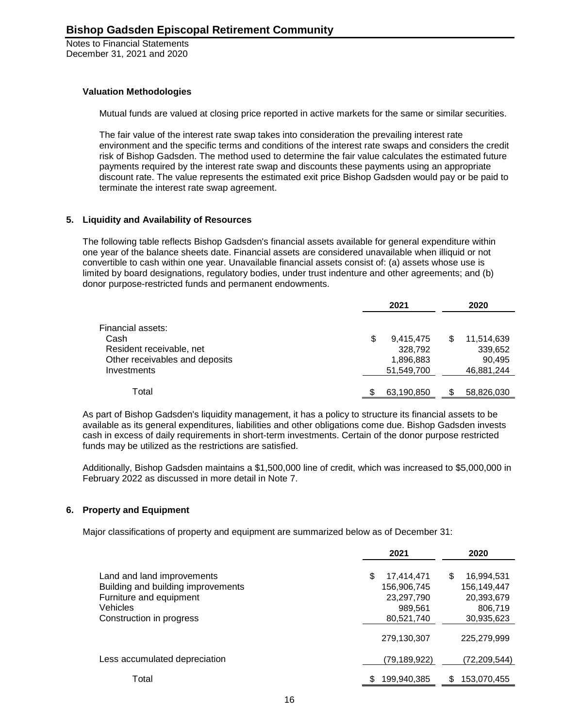### Valuation Methodologies

Mutual funds are valued at closing price reported in active markets for the same or similar securities.

The fair value of the interest rate swap takes into consideration the prevailing interest rate environment and the specific terms and conditions of the interest rate swaps and considers the credit risk of Bishop Gadsden. The method used to determine the fair value calculates the estimated future payments required by the interest rate swap and discounts these payments using an appropriate discount rate. The value represents the estimated exit price Bishop Gadsden would pay or be paid to terminate the interest rate swap agreement.

## 5. Liquidity and Availability of Resources

The following table reflects Bishop Gadsden's financial assets available for general expenditure within one year of the balance sheets date. Financial assets are considered unavailable when illiquid or not convertible to cash within one year. Unavailable financial assets consist of: (a) assets whose use is limited by board designations, regulatory bodies, under trust indenture and other agreements; and (b) donor purpose-restricted funds and permanent endowments.

| | 2021 | 2020 |
|---|---|---|
| Financial assets: | | |
| Cash | $ 9,415,475 | $ 11,514,639 |
| Resident receivable, net | 328,792 | 339,652 |
| Other receivables and deposits | 1,896,883 | 90,495 |
| Investments | 51,549,700 | 46,881,244 |
| Total | $ 63,190,850 | $ 58,826,030 |

As part of Bishop Gadsden's liquidity management, it has a policy to structure its financial assets to be available as its general expenditures, liabilities and other obligations come due. Bishop Gadsden invests cash in excess of daily requirements in short-term investments. Certain of the donor purpose restricted funds may be utilized as the restrictions are satisfied.

Additionally, Bishop Gadsden maintains a $1,500,000 line of credit, which was increased to $5,000,000 in February 2022 as discussed in more detail in Note 7.

## 6. Property and Equipment

Major classifications of property and equipment are summarized below as of December 31:

| | 2021 | 2020 |
|---|---|---|
| Land and land improvements | $ 17,414,471 | $ 16,994,531 |
| Building and building improvements | 156,906,745 | 156,149,447 |
| Furniture and equipment | 23,297,790 | 20,393,679 |
| Vehicles | 989,561 | 806,719 |
| Construction in progress | 80,521,740 | 30,935,623 |
| | 279,130,307 | 225,279,999 |
| Less accumulated depreciation | (79,189,922) | (72,209,544) |
| Total | $ 199,940,385 | $ 153,070,455 |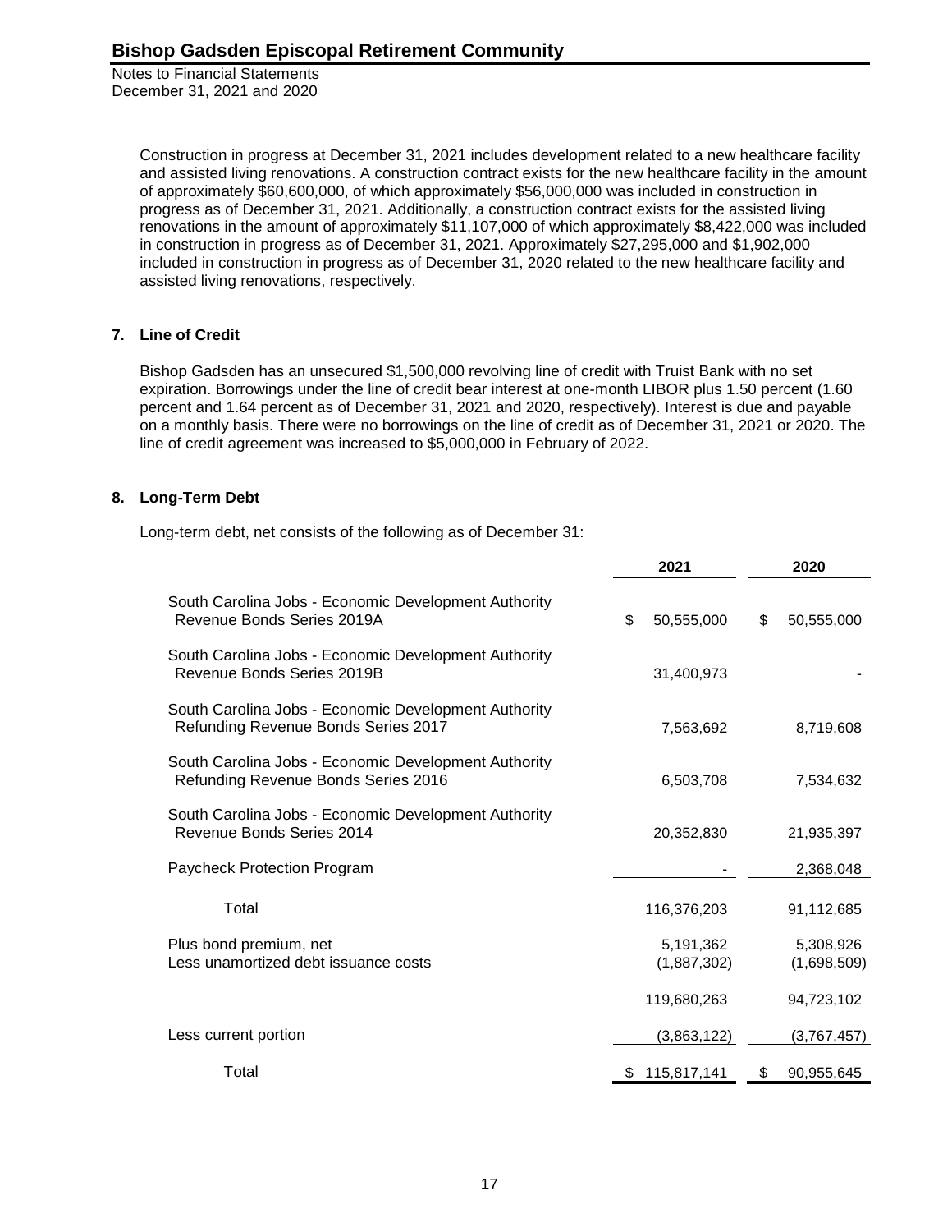Construction in progress at December 31, 2021 includes development related to a new healthcare facility and assisted living renovations. A construction contract exists for the new healthcare facility in the amount of approximately $60,600,000, of which approximately $56,000,000 was included in construction in progress as of December 31, 2021. Additionally, a construction contract exists for the assisted living renovations in the amount of approximately $11,107,000 of which approximately $8,422,000 was included in construction in progress as of December 31, 2021. Approximately $27,295,000 and $1,902,000 included in construction in progress as of December 31, 2020 related to the new healthcare facility and assisted living renovations, respectively.

## 7. Line of Credit

Bishop Gadsden has an unsecured $1,500,000 revolving line of credit with Truist Bank with no set expiration. Borrowings under the line of credit bear interest at one-month LIBOR plus 1.50 percent (1.60 percent and 1.64 percent as of December 31, 2021 and 2020, respectively). Interest is due and payable on a monthly basis. There were no borrowings on the line of credit as of December 31, 2021 or 2020. The line of credit agreement was increased to $5,000,000 in February of 2022.

## 8. Long-Term Debt

Long-term debt, net consists of the following as of December 31:

| | 2021 | 2020 |
|---|---|---|
| South Carolina Jobs - Economic Development Authority Revenue Bonds Series 2019A | $ 50,555,000 | $ 50,555,000 |
| South Carolina Jobs - Economic Development Authority Revenue Bonds Series 2019B | 31,400,973 | - |
| South Carolina Jobs - Economic Development Authority Refunding Revenue Bonds Series 2017 | 7,563,692 | 8,719,608 |
| South Carolina Jobs - Economic Development Authority Refunding Revenue Bonds Series 2016 | 6,503,708 | 7,534,632 |
| South Carolina Jobs - Economic Development Authority Revenue Bonds Series 2014 | 20,352,830 | 21,935,397 |
| Paycheck Protection Program | - | 2,368,048 |
| Total | 116,376,203 | 91,112,685 |
| Plus bond premium, net | 5,191,362 | 5,308,926 |
| Less unamortized debt issuance costs | (1,887,302) | (1,698,509) |
| | 119,680,263 | 94,723,102 |
| Less current portion | (3,863,122) | (3,767,457) |
| Total | $ 115,817,141 | $ 90,955,645 |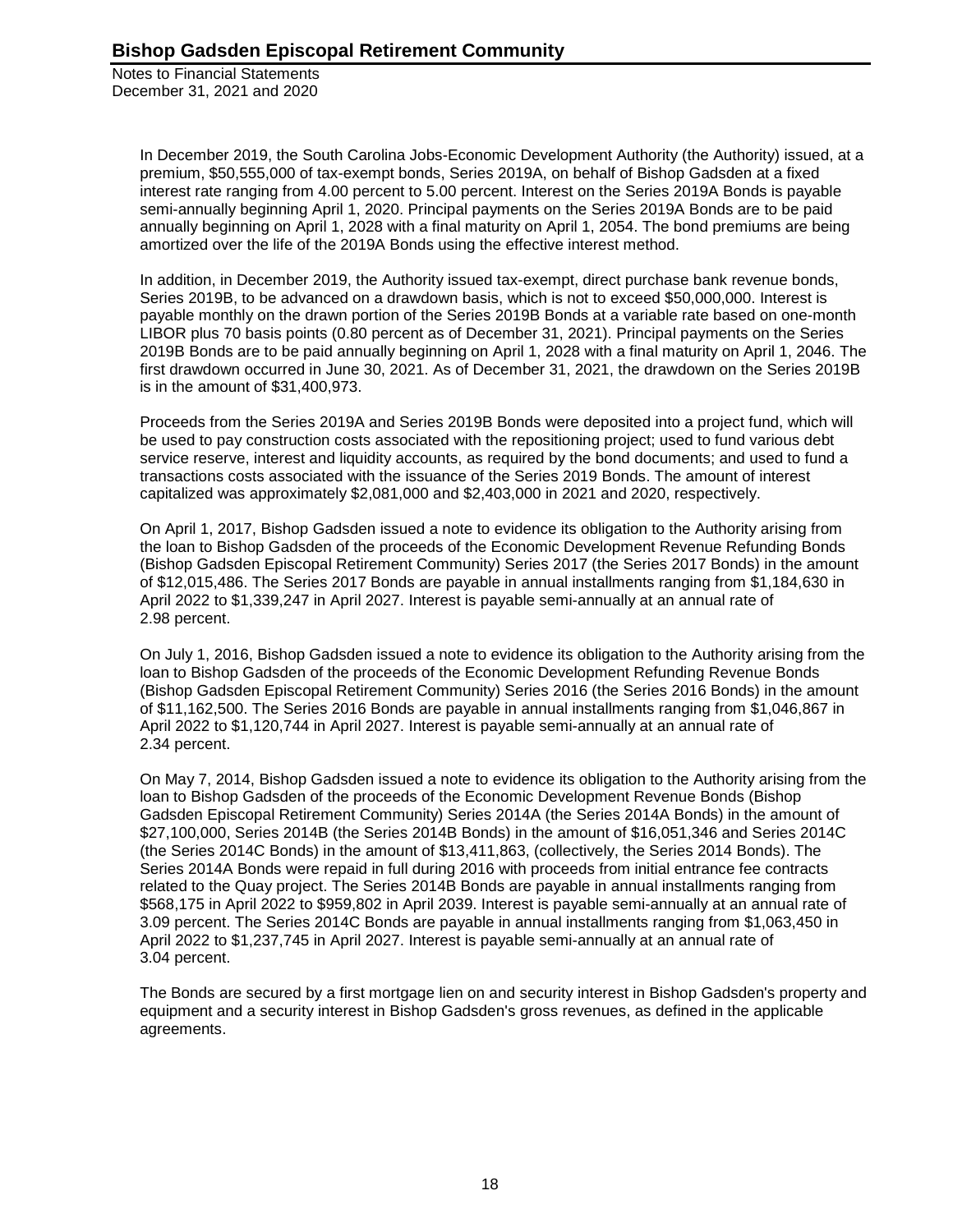In December 2019, the South Carolina Jobs-Economic Development Authority (the Authority) issued, at a premium, $50,555,000 of tax-exempt bonds, Series 2019A, on behalf of Bishop Gadsden at a fixed interest rate ranging from 4.00 percent to 5.00 percent. Interest on the Series 2019A Bonds is payable semi-annually beginning April 1, 2020. Principal payments on the Series 2019A Bonds are to be paid annually beginning on April 1, 2028 with a final maturity on April 1, 2054. The bond premiums are being amortized over the life of the 2019A Bonds using the effective interest method.

In addition, in December 2019, the Authority issued tax-exempt, direct purchase bank revenue bonds, Series 2019B, to be advanced on a drawdown basis, which is not to exceed $50,000,000. Interest is payable monthly on the drawn portion of the Series 2019B Bonds at a variable rate based on one-month LIBOR plus 70 basis points (0.80 percent as of December 31, 2021). Principal payments on the Series 2019B Bonds are to be paid annually beginning on April 1, 2028 with a final maturity on April 1, 2046. The first drawdown occurred in June 30, 2021. As of December 31, 2021, the drawdown on the Series 2019B is in the amount of $31,400,973.

Proceeds from the Series 2019A and Series 2019B Bonds were deposited into a project fund, which will be used to pay construction costs associated with the repositioning project; used to fund various debt service reserve, interest and liquidity accounts, as required by the bond documents; and used to fund a transactions costs associated with the issuance of the Series 2019 Bonds. The amount of interest capitalized was approximately $2,081,000 and $2,403,000 in 2021 and 2020, respectively.

On April 1, 2017, Bishop Gadsden issued a note to evidence its obligation to the Authority arising from the loan to Bishop Gadsden of the proceeds of the Economic Development Revenue Refunding Bonds (Bishop Gadsden Episcopal Retirement Community) Series 2017 (the Series 2017 Bonds) in the amount of $12,015,486. The Series 2017 Bonds are payable in annual installments ranging from $1,184,630 in April 2022 to $1,339,247 in April 2027. Interest is payable semi-annually at an annual rate of 2.98 percent.

On July 1, 2016, Bishop Gadsden issued a note to evidence its obligation to the Authority arising from the loan to Bishop Gadsden of the proceeds of the Economic Development Refunding Revenue Bonds (Bishop Gadsden Episcopal Retirement Community) Series 2016 (the Series 2016 Bonds) in the amount of $11,162,500. The Series 2016 Bonds are payable in annual installments ranging from $1,046,867 in April 2022 to $1,120,744 in April 2027. Interest is payable semi-annually at an annual rate of 2.34 percent.

On May 7, 2014, Bishop Gadsden issued a note to evidence its obligation to the Authority arising from the loan to Bishop Gadsden of the proceeds of the Economic Development Revenue Bonds (Bishop Gadsden Episcopal Retirement Community) Series 2014A (the Series 2014A Bonds) in the amount of $27,100,000, Series 2014B (the Series 2014B Bonds) in the amount of $16,051,346 and Series 2014C (the Series 2014C Bonds) in the amount of $13,411,863, (collectively, the Series 2014 Bonds). The Series 2014A Bonds were repaid in full during 2016 with proceeds from initial entrance fee contracts related to the Quay project. The Series 2014B Bonds are payable in annual installments ranging from $568,175 in April 2022 to $959,802 in April 2039. Interest is payable semi-annually at an annual rate of 3.09 percent. The Series 2014C Bonds are payable in annual installments ranging from $1,063,450 in April 2022 to $1,237,745 in April 2027. Interest is payable semi-annually at an annual rate of 3.04 percent.

The Bonds are secured by a first mortgage lien on and security interest in Bishop Gadsden's property and equipment and a security interest in Bishop Gadsden's gross revenues, as defined in the applicable agreements.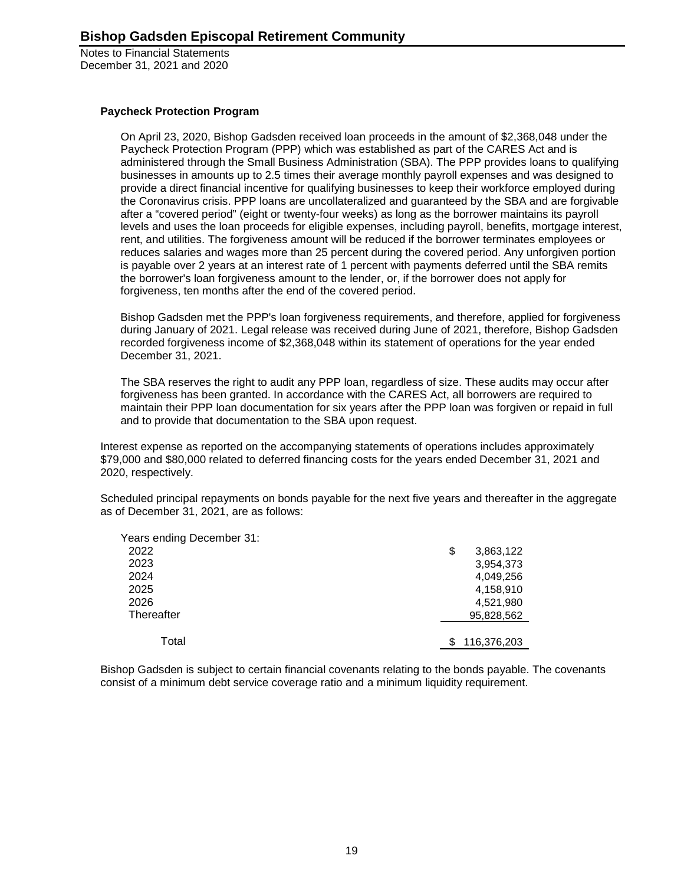### Paycheck Protection Program

On April 23, 2020, Bishop Gadsden received loan proceeds in the amount of $2,368,048 under the Paycheck Protection Program (PPP) which was established as part of the CARES Act and is administered through the Small Business Administration (SBA). The PPP provides loans to qualifying businesses in amounts up to 2.5 times their average monthly payroll expenses and was designed to provide a direct financial incentive for qualifying businesses to keep their workforce employed during the Coronavirus crisis. PPP loans are uncollateralized and guaranteed by the SBA and are forgivable after a "covered period" (eight or twenty-four weeks) as long as the borrower maintains its payroll levels and uses the loan proceeds for eligible expenses, including payroll, benefits, mortgage interest, rent, and utilities. The forgiveness amount will be reduced if the borrower terminates employees or reduces salaries and wages more than 25 percent during the covered period. Any unforgiven portion is payable over 2 years at an interest rate of 1 percent with payments deferred until the SBA remits the borrower's loan forgiveness amount to the lender, or, if the borrower does not apply for forgiveness, ten months after the end of the covered period.

Bishop Gadsden met the PPP's loan forgiveness requirements, and therefore, applied for forgiveness during January of 2021. Legal release was received during June of 2021, therefore, Bishop Gadsden recorded forgiveness income of $2,368,048 within its statement of operations for the year ended December 31, 2021.

The SBA reserves the right to audit any PPP loan, regardless of size. These audits may occur after forgiveness has been granted. In accordance with the CARES Act, all borrowers are required to maintain their PPP loan documentation for six years after the PPP loan was forgiven or repaid in full and to provide that documentation to the SBA upon request.

Interest expense as reported on the accompanying statements of operations includes approximately $79,000 and $80,000 related to deferred financing costs for the years ended December 31, 2021 and 2020, respectively.

Scheduled principal repayments on bonds payable for the next five years and thereafter in the aggregate as of December 31, 2021, are as follows:

| Years ending December 31: | |
|---|---|
| 2022 | $ 3,863,122 |
| 2023 | 3,954,373 |
| 2024 | 4,049,256 |
| 2025 | 4,158,910 |
| 2026 | 4,521,980 |
| Thereafter | 95,828,562 |
| Total | $ 116,376,203 |

Bishop Gadsden is subject to certain financial covenants relating to the bonds payable. The covenants consist of a minimum debt service coverage ratio and a minimum liquidity requirement.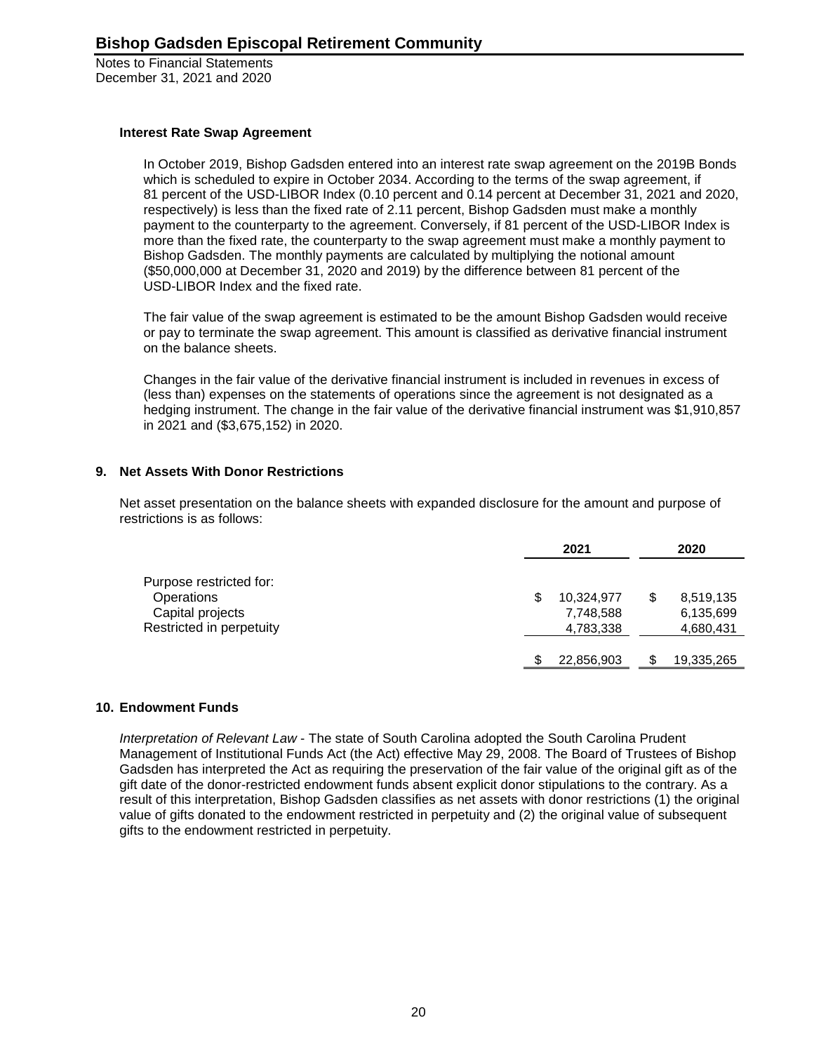### Interest Rate Swap Agreement

In October 2019, Bishop Gadsden entered into an interest rate swap agreement on the 2019B Bonds which is scheduled to expire in October 2034. According to the terms of the swap agreement, if 81 percent of the USD-LIBOR Index (0.10 percent and 0.14 percent at December 31, 2021 and 2020, respectively) is less than the fixed rate of 2.11 percent, Bishop Gadsden must make a monthly payment to the counterparty to the agreement. Conversely, if 81 percent of the USD-LIBOR Index is more than the fixed rate, the counterparty to the swap agreement must make a monthly payment to Bishop Gadsden. The monthly payments are calculated by multiplying the notional amount ($50,000,000 at December 31, 2020 and 2019) by the difference between 81 percent of the USD-LIBOR Index and the fixed rate.

The fair value of the swap agreement is estimated to be the amount Bishop Gadsden would receive or pay to terminate the swap agreement. This amount is classified as derivative financial instrument on the balance sheets.

Changes in the fair value of the derivative financial instrument is included in revenues in excess of (less than) expenses on the statements of operations since the agreement is not designated as a hedging instrument. The change in the fair value of the derivative financial instrument was $1,910,857 in 2021 and ($3,675,152) in 2020.

## 9. Net Assets With Donor Restrictions

Net asset presentation on the balance sheets with expanded disclosure for the amount and purpose of restrictions is as follows:

| | 2021 | 2020 |
|---|---|---|
| Purpose restricted for: | | |
| Operations | $ 10,324,977 | $ 8,519,135 |
| Capital projects | 7,748,588 | 6,135,699 |
| Restricted in perpetuity | 4,783,338 | 4,680,431 |
| | $ 22,856,903 | $ 19,335,265 |

## 10. Endowment Funds

*Interpretation of Relevant Law* - The state of South Carolina adopted the South Carolina Prudent Management of Institutional Funds Act (the Act) effective May 29, 2008. The Board of Trustees of Bishop Gadsden has interpreted the Act as requiring the preservation of the fair value of the original gift as of the gift date of the donor-restricted endowment funds absent explicit donor stipulations to the contrary. As a result of this interpretation, Bishop Gadsden classifies as net assets with donor restrictions (1) the original value of gifts donated to the endowment restricted in perpetuity and (2) the original value of subsequent gifts to the endowment restricted in perpetuity.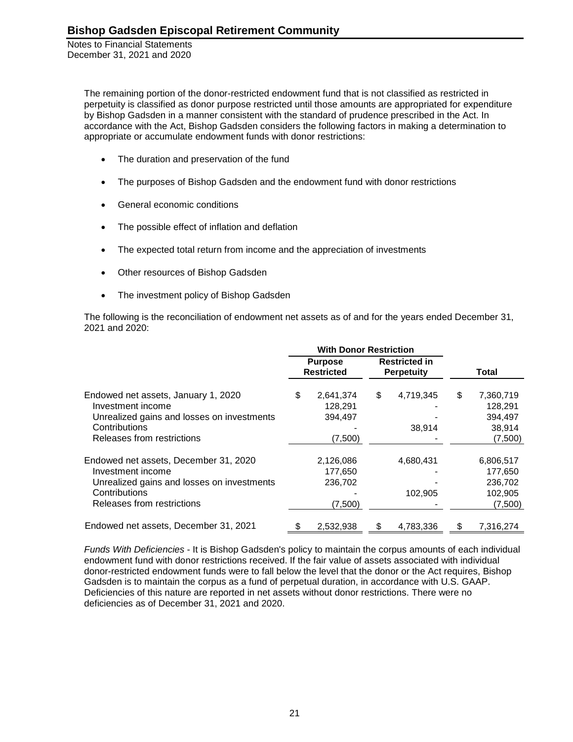The remaining portion of the donor-restricted endowment fund that is not classified as restricted in perpetuity is classified as donor purpose restricted until those amounts are appropriated for expenditure by Bishop Gadsden in a manner consistent with the standard of prudence prescribed in the Act. In accordance with the Act, Bishop Gadsden considers the following factors in making a determination to appropriate or accumulate endowment funds with donor restrictions:

- The duration and preservation of the fund
- The purposes of Bishop Gadsden and the endowment fund with donor restrictions
- General economic conditions
- The possible effect of inflation and deflation
- The expected total return from income and the appreciation of investments
- Other resources of Bishop Gadsden
- The investment policy of Bishop Gadsden

The following is the reconciliation of endowment net assets as of and for the years ended December 31, 2021 and 2020:

| | With Donor Restriction | | |
|---|---|---|---|
| | Purpose Restricted | Restricted in Perpetuity | Total |
| Endowed net assets, January 1, 2020 | $ 2,641,374 | $ 4,719,345 | $ 7,360,719 |
| Investment income | 128,291 | - | 128,291 |
| Unrealized gains and losses on investments | 394,497 | - | 394,497 |
| Contributions | - | 38,914 | 38,914 |
| Releases from restrictions | (7,500) | - | (7,500) |
| Endowed net assets, December 31, 2020 | 2,126,086 | 4,680,431 | 6,806,517 |
| Investment income | 177,650 | - | 177,650 |
| Unrealized gains and losses on investments | 236,702 | - | 236,702 |
| Contributions | - | 102,905 | 102,905 |
| Releases from restrictions | (7,500) | - | (7,500) |
| Endowed net assets, December 31, 2021 | $ 2,532,938 | $ 4,783,336 | $ 7,316,274 |

*Funds With Deficiencies* - It is Bishop Gadsden's policy to maintain the corpus amounts of each individual endowment fund with donor restrictions received. If the fair value of assets associated with individual donor-restricted endowment funds were to fall below the level that the donor or the Act requires, Bishop Gadsden is to maintain the corpus as a fund of perpetual duration, in accordance with U.S. GAAP. Deficiencies of this nature are reported in net assets without donor restrictions. There were no deficiencies as of December 31, 2021 and 2020.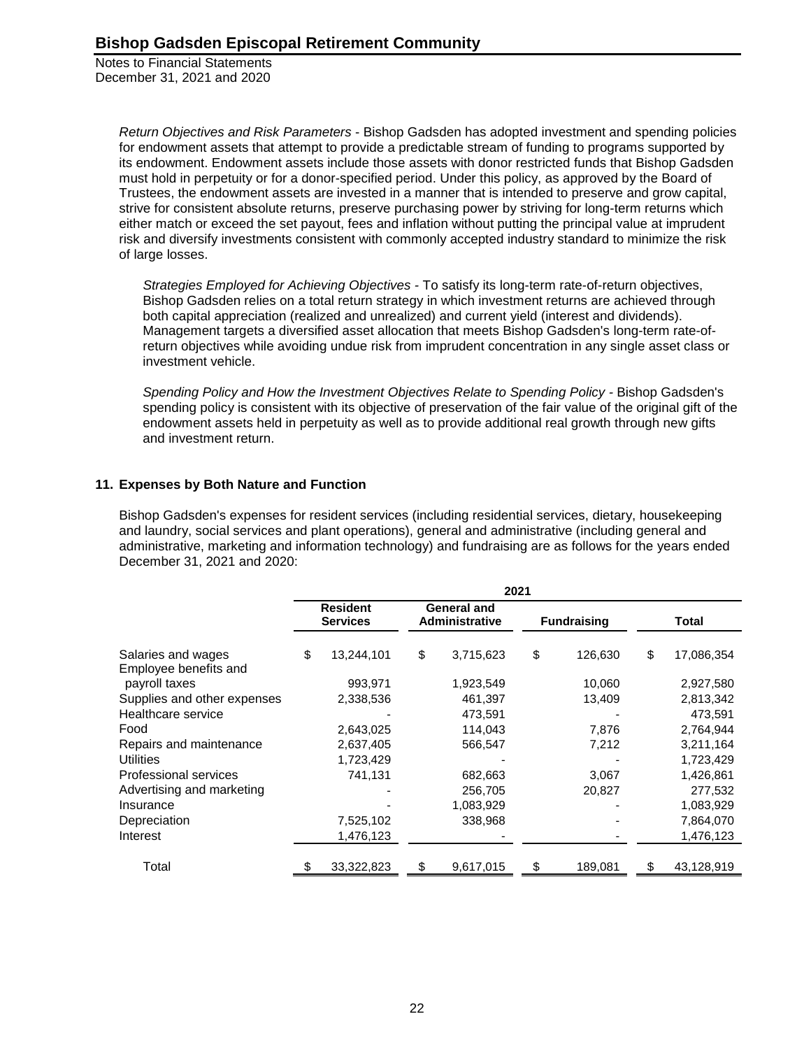*Return Objectives and Risk Parameters* - Bishop Gadsden has adopted investment and spending policies for endowment assets that attempt to provide a predictable stream of funding to programs supported by its endowment. Endowment assets include those assets with donor restricted funds that Bishop Gadsden must hold in perpetuity or for a donor-specified period. Under this policy, as approved by the Board of Trustees, the endowment assets are invested in a manner that is intended to preserve and grow capital, strive for consistent absolute returns, preserve purchasing power by striving for long-term returns which either match or exceed the set payout, fees and inflation without putting the principal value at imprudent risk and diversify investments consistent with commonly accepted industry standard to minimize the risk of large losses.

*Strategies Employed for Achieving Objectives* - To satisfy its long-term rate-of-return objectives, Bishop Gadsden relies on a total return strategy in which investment returns are achieved through both capital appreciation (realized and unrealized) and current yield (interest and dividends). Management targets a diversified asset allocation that meets Bishop Gadsden's long-term rate-of-return objectives while avoiding undue risk from imprudent concentration in any single asset class or investment vehicle.

*Spending Policy and How the Investment Objectives Relate to Spending Policy* - Bishop Gadsden's spending policy is consistent with its objective of preservation of the fair value of the original gift of the endowment assets held in perpetuity as well as to provide additional real growth through new gifts and investment return.

## 11. Expenses by Both Nature and Function

Bishop Gadsden's expenses for resident services (including residential services, dietary, housekeeping and laundry, social services and plant operations), general and administrative (including general and administrative, marketing and information technology) and fundraising are as follows for the years ended December 31, 2021 and 2020:

| | 2021 | | | |
|---|---|---|---|---|
| | **Resident Services** | **General and Administrative** | **Fundraising** | **Total** |
| Salaries and wages | $ 13,244,101 | $ 3,715,623 | $ 126,630 | $ 17,086,354 |
| Employee benefits and payroll taxes | 993,971 | 1,923,549 | 10,060 | 2,927,580 |
| Supplies and other expenses | 2,338,536 | 461,397 | 13,409 | 2,813,342 |
| Healthcare service | - | 473,591 | - | 473,591 |
| Food | 2,643,025 | 114,043 | 7,876 | 2,764,944 |
| Repairs and maintenance | 2,637,405 | 566,547 | 7,212 | 3,211,164 |
| Utilities | 1,723,429 | - | - | 1,723,429 |
| Professional services | 741,131 | 682,663 | 3,067 | 1,426,861 |
| Advertising and marketing | - | 256,705 | 20,827 | 277,532 |
| Insurance | - | 1,083,929 | - | 1,083,929 |
| Depreciation | 7,525,102 | 338,968 | - | 7,864,070 |
| Interest | 1,476,123 | - | - | 1,476,123 |
| Total | $ 33,322,823 | $ 9,617,015 | $ 189,081 | $ 43,128,919 |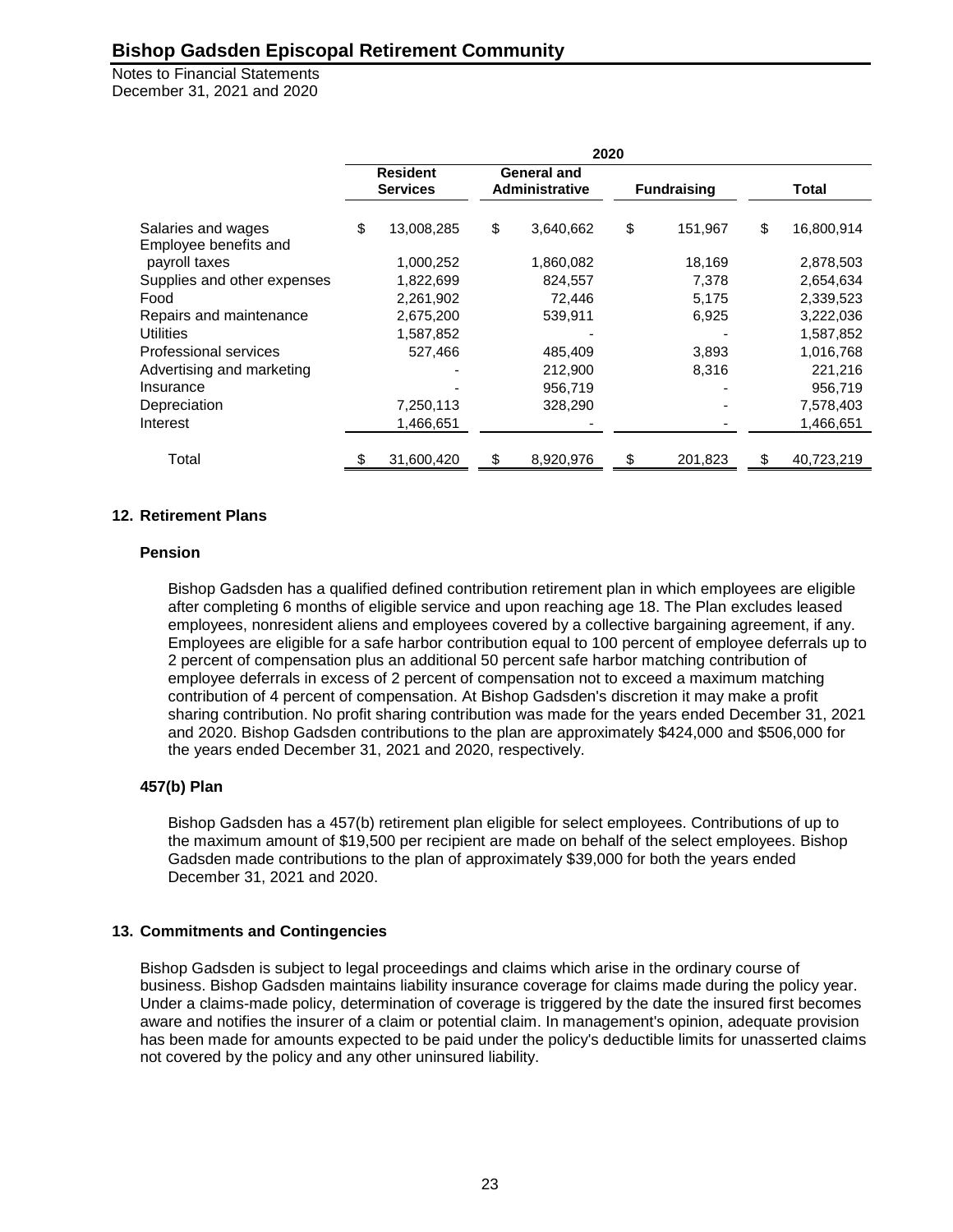| | 2020 | | | |
|---|---|---|---|---|
| | Resident Services | General and Administrative | Fundraising | Total |
| Salaries and wages | $ 13,008,285 | $ 3,640,662 | $ 151,967 | $ 16,800,914 |
| Employee benefits and payroll taxes | 1,000,252 | 1,860,082 | 18,169 | 2,878,503 |
| Supplies and other expenses | 1,822,699 | 824,557 | 7,378 | 2,654,634 |
| Food | 2,261,902 | 72,446 | 5,175 | 2,339,523 |
| Repairs and maintenance | 2,675,200 | 539,911 | 6,925 | 3,222,036 |
| Utilities | 1,587,852 | - | - | 1,587,852 |
| Professional services | 527,466 | 485,409 | 3,893 | 1,016,768 |
| Advertising and marketing | - | 212,900 | 8,316 | 221,216 |
| Insurance | - | 956,719 | - | 956,719 |
| Depreciation | 7,250,113 | 328,290 | - | 7,578,403 |
| Interest | 1,466,651 | - | - | 1,466,651 |
| Total | $ 31,600,420 | $ 8,920,976 | $ 201,823 | $ 40,723,219 |

## 12. Retirement Plans

### Pension

Bishop Gadsden has a qualified defined contribution retirement plan in which employees are eligible after completing 6 months of eligible service and upon reaching age 18. The Plan excludes leased employees, nonresident aliens and employees covered by a collective bargaining agreement, if any. Employees are eligible for a safe harbor contribution equal to 100 percent of employee deferrals up to 2 percent of compensation plus an additional 50 percent safe harbor matching contribution of employee deferrals in excess of 2 percent of compensation not to exceed a maximum matching contribution of 4 percent of compensation. At Bishop Gadsden's discretion it may make a profit sharing contribution. No profit sharing contribution was made for the years ended December 31, 2021 and 2020. Bishop Gadsden contributions to the plan are approximately $424,000 and $506,000 for the years ended December 31, 2021 and 2020, respectively.

### 457(b) Plan

Bishop Gadsden has a 457(b) retirement plan eligible for select employees. Contributions of up to the maximum amount of $19,500 per recipient are made on behalf of the select employees. Bishop Gadsden made contributions to the plan of approximately $39,000 for both the years ended December 31, 2021 and 2020.

## 13. Commitments and Contingencies

Bishop Gadsden is subject to legal proceedings and claims which arise in the ordinary course of business. Bishop Gadsden maintains liability insurance coverage for claims made during the policy year. Under a claims-made policy, determination of coverage is triggered by the date the insured first becomes aware and notifies the insurer of a claim or potential claim. In management's opinion, adequate provision has been made for amounts expected to be paid under the policy's deductible limits for unasserted claims not covered by the policy and any other uninsured liability.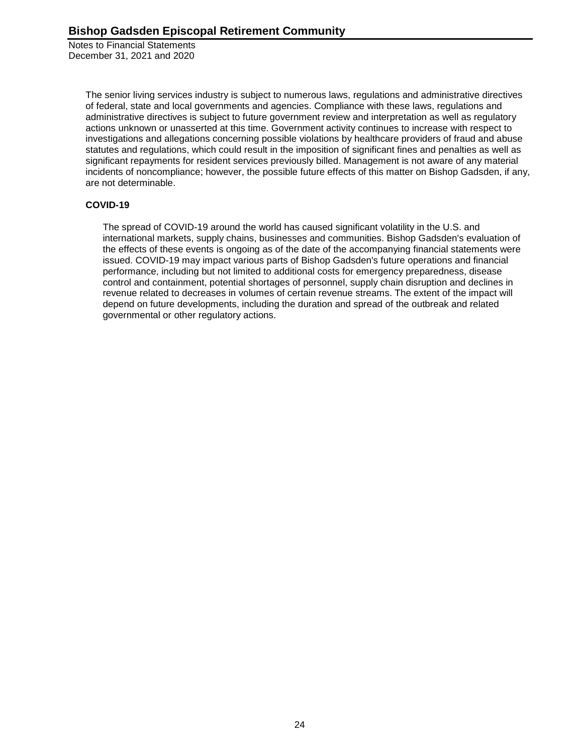The senior living services industry is subject to numerous laws, regulations and administrative directives of federal, state and local governments and agencies. Compliance with these laws, regulations and administrative directives is subject to future government review and interpretation as well as regulatory actions unknown or unasserted at this time. Government activity continues to increase with respect to investigations and allegations concerning possible violations by healthcare providers of fraud and abuse statutes and regulations, which could result in the imposition of significant fines and penalties as well as significant repayments for resident services previously billed. Management is not aware of any material incidents of noncompliance; however, the possible future effects of this matter on Bishop Gadsden, if any, are not determinable.

**COVID-19**

The spread of COVID-19 around the world has caused significant volatility in the U.S. and international markets, supply chains, businesses and communities. Bishop Gadsden's evaluation of the effects of these events is ongoing as of the date of the accompanying financial statements were issued. COVID-19 may impact various parts of Bishop Gadsden's future operations and financial performance, including but not limited to additional costs for emergency preparedness, disease control and containment, potential shortages of personnel, supply chain disruption and declines in revenue related to decreases in volumes of certain revenue streams. The extent of the impact will depend on future developments, including the duration and spread of the outbreak and related governmental or other regulatory actions.